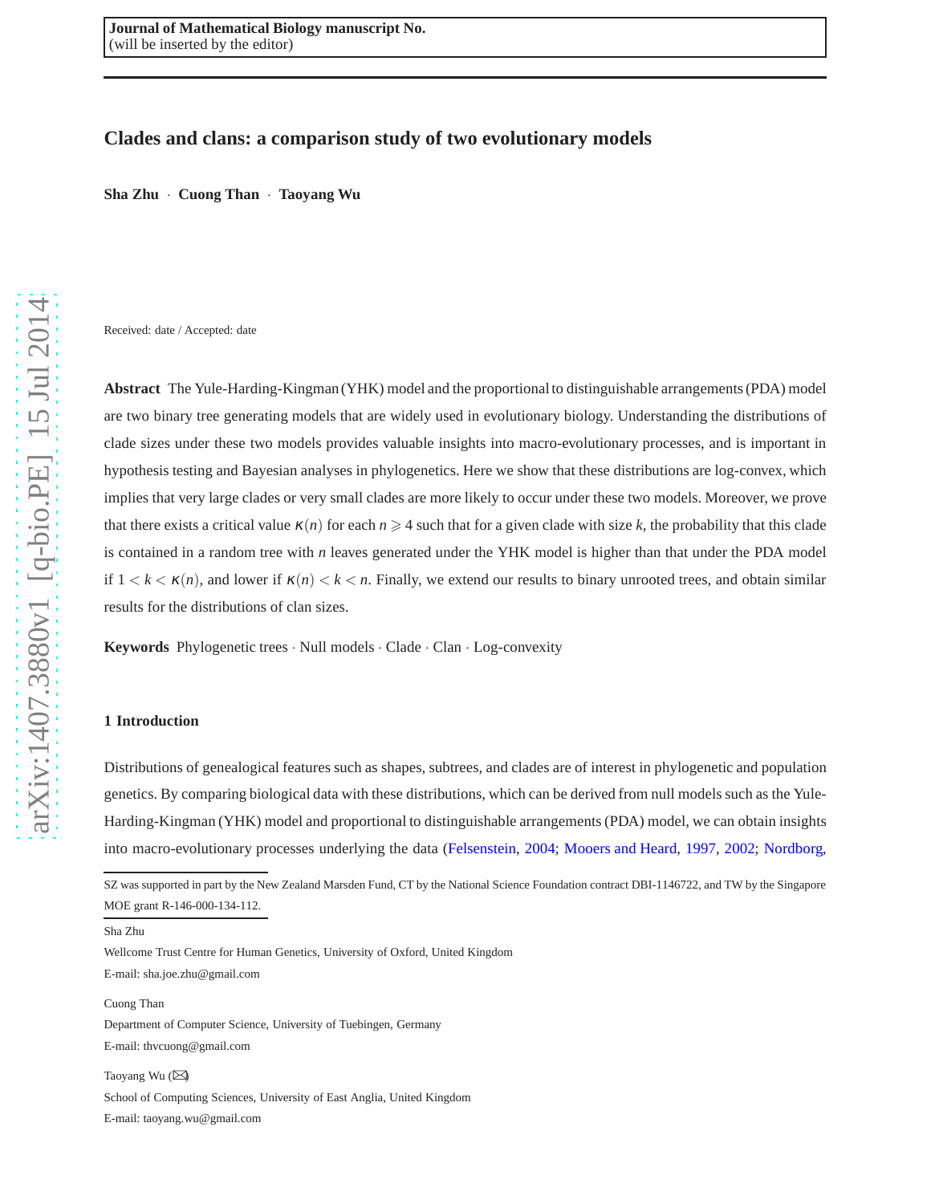Journal of Mathematical Biology manuscript No.
(will be inserted by the editor)

# Clades and clans: a comparison study of two evolutionary models

**Sha Zhu** · **Cuong Than** · **Taoyang Wu**

Received: date / Accepted: date

**Abstract** The Yule-Harding-Kingman (YHK) model and the proportional to distinguishable arrangements (PDA) model are two binary tree generating models that are widely used in evolutionary biology. Understanding the distributions of clade sizes under these two models provides valuable insights into macro-evolutionary processes, and is important in hypothesis testing and Bayesian analyses in phylogenetics. Here we show that these distributions are log-convex, which implies that very large clades or very small clades are more likely to occur under these two models. Moreover, we prove that there exists a critical value $\kappa(n)$ for each $n \geqslant 4$ such that for a given clade with size $k$, the probability that this clade is contained in a random tree with $n$ leaves generated under the YHK model is higher than that under the PDA model if $1 < k < \kappa(n)$, and lower if $\kappa(n) < k < n$. Finally, we extend our results to binary unrooted trees, and obtain similar results for the distributions of clan sizes.

**Keywords** Phylogenetic trees · Null models · Clade · Clan · Log-convexity

## 1 Introduction

Distributions of genealogical features such as shapes, subtrees, and clades are of interest in phylogenetic and population genetics. By comparing biological data with these distributions, which can be derived from null models such as the Yule-Harding-Kingman (YHK) model and proportional to distinguishable arrangements (PDA) model, we can obtain insights into macro-evolutionary processes underlying the data (Felsenstein, 2004; Mooers and Heard, 1997, 2002; Nordborg,

---

SZ was supported in part by the New Zealand Marsden Fund, CT by the National Science Foundation contract DBI-1146722, and TW by the Singapore MOE grant R-146-000-134-112.

Sha Zhu
Wellcome Trust Centre for Human Genetics, University of Oxford, United Kingdom
E-mail: sha.joe.zhu@gmail.com

Cuong Than
Department of Computer Science, University of Tuebingen, Germany
E-mail: thvcuong@gmail.com

Taoyang Wu (✉)
School of Computing Sciences, University of East Anglia, United Kingdom
E-mail: taoyang.wu@gmail.com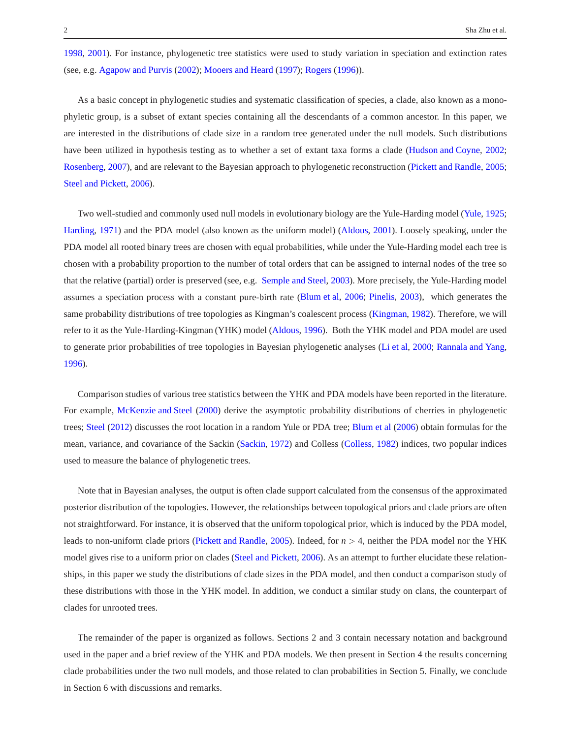1998, 2001). For instance, phylogenetic tree statistics were used to study variation in speciation and extinction rates (see, e.g. Agapow and Purvis (2002); Mooers and Heard (1997); Rogers (1996)).

As a basic concept in phylogenetic studies and systematic classification of species, a clade, also known as a monophyletic group, is a subset of extant species containing all the descendants of a common ancestor. In this paper, we are interested in the distributions of clade size in a random tree generated under the null models. Such distributions have been utilized in hypothesis testing as to whether a set of extant taxa forms a clade (Hudson and Coyne, 2002; Rosenberg, 2007), and are relevant to the Bayesian approach to phylogenetic reconstruction (Pickett and Randle, 2005; Steel and Pickett, 2006).

Two well-studied and commonly used null models in evolutionary biology are the Yule-Harding model (Yule, 1925; Harding, 1971) and the PDA model (also known as the uniform model) (Aldous, 2001). Loosely speaking, under the PDA model all rooted binary trees are chosen with equal probabilities, while under the Yule-Harding model each tree is chosen with a probability proportion to the number of total orders that can be assigned to internal nodes of the tree so that the relative (partial) order is preserved (see, e.g. Semple and Steel, 2003). More precisely, the Yule-Harding model assumes a speciation process with a constant pure-birth rate (Blum et al, 2006; Pinelis, 2003), which generates the same probability distributions of tree topologies as Kingman's coalescent process (Kingman, 1982). Therefore, we will refer to it as the Yule-Harding-Kingman (YHK) model (Aldous, 1996). Both the YHK model and PDA model are used to generate prior probabilities of tree topologies in Bayesian phylogenetic analyses (Li et al, 2000; Rannala and Yang, 1996).

Comparison studies of various tree statistics between the YHK and PDA models have been reported in the literature. For example, McKenzie and Steel (2000) derive the asymptotic probability distributions of cherries in phylogenetic trees; Steel (2012) discusses the root location in a random Yule or PDA tree; Blum et al (2006) obtain formulas for the mean, variance, and covariance of the Sackin (Sackin, 1972) and Colless (Colless, 1982) indices, two popular indices used to measure the balance of phylogenetic trees.

Note that in Bayesian analyses, the output is often clade support calculated from the consensus of the approximated posterior distribution of the topologies. However, the relationships between topological priors and clade priors are often not straightforward. For instance, it is observed that the uniform topological prior, which is induced by the PDA model, leads to non-uniform clade priors (Pickett and Randle, 2005). Indeed, for $n > 4$, neither the PDA model nor the YHK model gives rise to a uniform prior on clades (Steel and Pickett, 2006). As an attempt to further elucidate these relationships, in this paper we study the distributions of clade sizes in the PDA model, and then conduct a comparison study of these distributions with those in the YHK model. In addition, we conduct a similar study on clans, the counterpart of clades for unrooted trees.

The remainder of the paper is organized as follows. Sections 2 and 3 contain necessary notation and background used in the paper and a brief review of the YHK and PDA models. We then present in Section 4 the results concerning clade probabilities under the two null models, and those related to clan probabilities in Section 5. Finally, we conclude in Section 6 with discussions and remarks.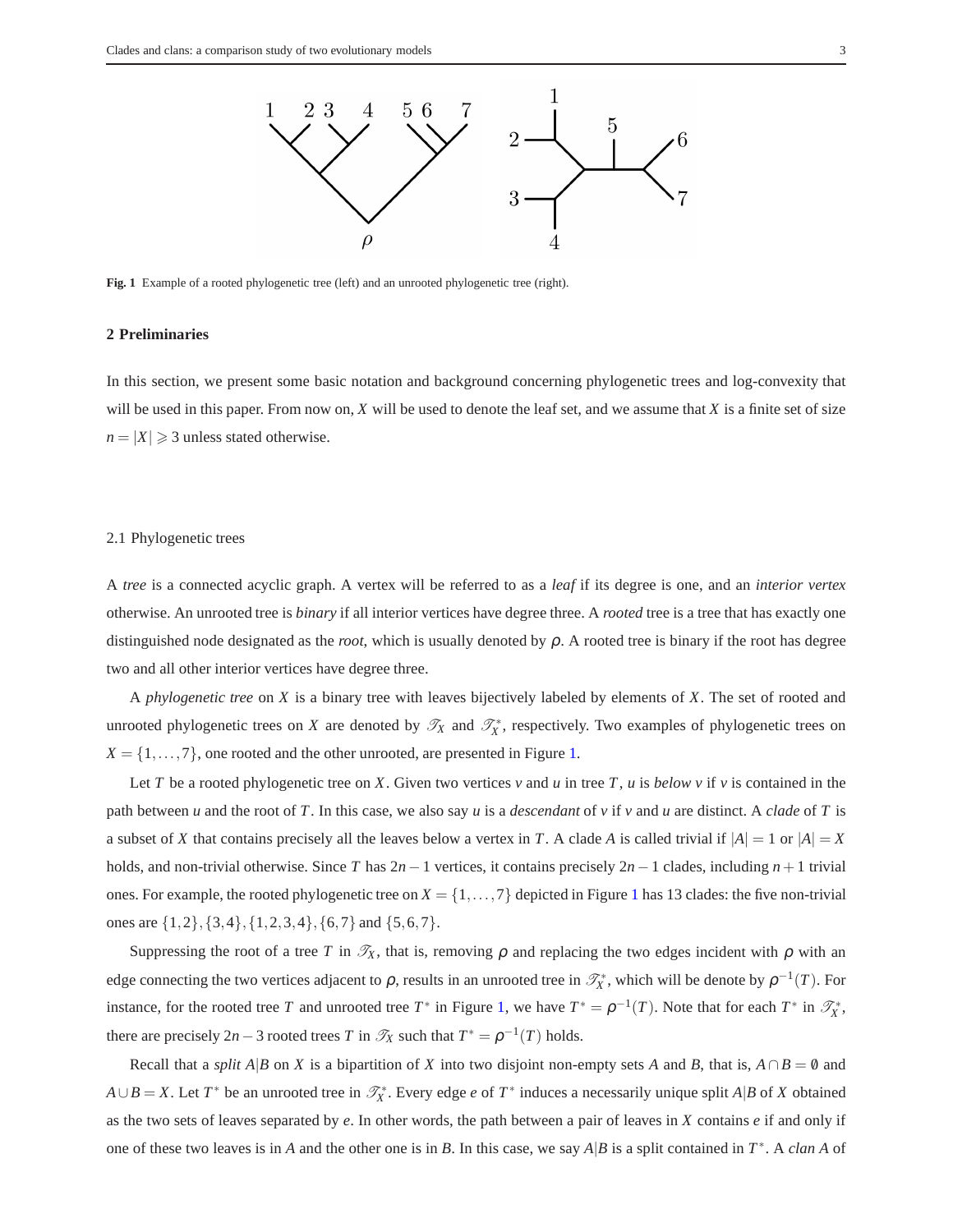**Fig. 1** Example of a rooted phylogenetic tree (left) and an unrooted phylogenetic tree (right).

## 2 Preliminaries

In this section, we present some basic notation and background concerning phylogenetic trees and log-convexity that will be used in this paper. From now on, $X$ will be used to denote the leaf set, and we assume that $X$ is a finite set of size $n = |X| \geqslant 3$ unless stated otherwise.

### 2.1 Phylogenetic trees

A *tree* is a connected acyclic graph. A vertex will be referred to as a *leaf* if its degree is one, and an *interior vertex* otherwise. An unrooted tree is *binary* if all interior vertices have degree three. A *rooted* tree is a tree that has exactly one distinguished node designated as the *root*, which is usually denoted by $\rho$. A rooted tree is binary if the root has degree two and all other interior vertices have degree three.

A *phylogenetic tree* on $X$ is a binary tree with leaves bijectively labeled by elements of $X$. The set of rooted and unrooted phylogenetic trees on $X$ are denoted by $\mathscr{T}_X$ and $\mathscr{T}_X^*$, respectively. Two examples of phylogenetic trees on $X = \{1,\ldots,7\}$, one rooted and the other unrooted, are presented in Figure 1.

Let $T$ be a rooted phylogenetic tree on $X$. Given two vertices $v$ and $u$ in tree $T$, $u$ is *below* $v$ if $v$ is contained in the path between $u$ and the root of $T$. In this case, we also say $u$ is a *descendant* of $v$ if $v$ and $u$ are distinct. A *clade* of $T$ is a subset of $X$ that contains precisely all the leaves below a vertex in $T$. A clade $A$ is called trivial if $|A| = 1$ or $|A| = X$ holds, and non-trivial otherwise. Since $T$ has $2n-1$ vertices, it contains precisely $2n-1$ clades, including $n+1$ trivial ones. For example, the rooted phylogenetic tree on $X = \{1,\ldots,7\}$ depicted in Figure 1 has 13 clades: the five non-trivial ones are $\{1,2\},\{3,4\},\{1,2,3,4\},\{6,7\}$ and $\{5,6,7\}$.

Suppressing the root of a tree $T$ in $\mathscr{T}_X$, that is, removing $\rho$ and replacing the two edges incident with $\rho$ with an edge connecting the two vertices adjacent to $\rho$, results in an unrooted tree in $\mathscr{T}_X^*$, which will be denote by $\rho^{-1}(T)$. For instance, for the rooted tree $T$ and unrooted tree $T^*$ in Figure 1, we have $T^* = \rho^{-1}(T)$. Note that for each $T^*$ in $\mathscr{T}_X^*$, there are precisely $2n-3$ rooted trees $T$ in $\mathscr{T}_X$ such that $T^* = \rho^{-1}(T)$ holds.

Recall that a *split* $A|B$ on $X$ is a bipartition of $X$ into two disjoint non-empty sets $A$ and $B$, that is, $A \cap B = \emptyset$ and $A \cup B = X$. Let $T^*$ be an unrooted tree in $\mathscr{T}_X^*$. Every edge $e$ of $T^*$ induces a necessarily unique split $A|B$ of $X$ obtained as the two sets of leaves separated by $e$. In other words, the path between a pair of leaves in $X$ contains $e$ if and only if one of these two leaves is in $A$ and the other one is in $B$. In this case, we say $A|B$ is a split contained in $T^*$. A *clan* $A$ of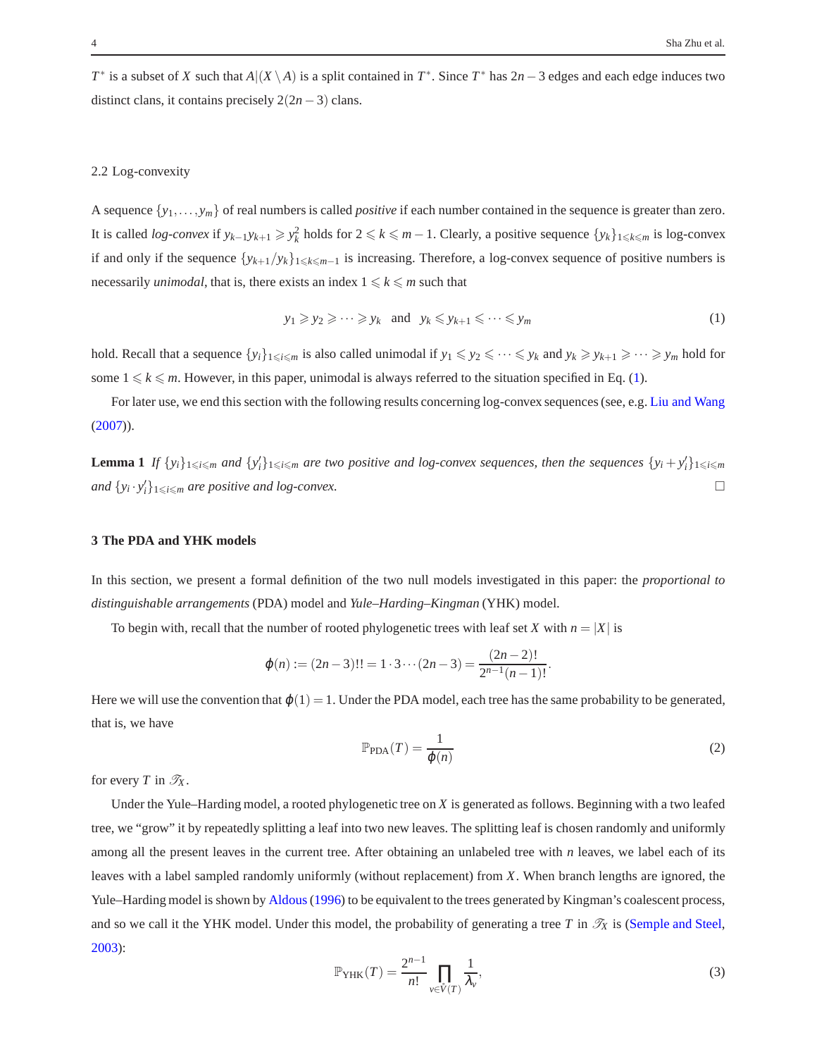$T^*$ is a subset of $X$ such that $A|(X \setminus A)$ is a split contained in $T^*$. Since $T^*$ has $2n-3$ edges and each edge induces two distinct clans, it contains precisely $2(2n-3)$ clans.

### 2.2 Log-convexity

A sequence $\{y_1, \ldots, y_m\}$ of real numbers is called *positive* if each number contained in the sequence is greater than zero. It is called *log-convex* if $y_{k-1}y_{k+1} \geqslant y_k^2$ holds for $2 \leqslant k \leqslant m-1$. Clearly, a positive sequence $\{y_k\}_{1\leqslant k\leqslant m}$ is log-convex if and only if the sequence $\{y_{k+1}/y_k\}_{1\leqslant k\leqslant m-1}$ is increasing. Therefore, a log-convex sequence of positive numbers is necessarily *unimodal*, that is, there exists an index $1 \leqslant k \leqslant m$ such that

$$y_1 \geqslant y_2 \geqslant \cdots \geqslant y_k \quad \text{and} \quad y_k \leqslant y_{k+1} \leqslant \cdots \leqslant y_m \tag{1}$$

hold. Recall that a sequence $\{y_i\}_{1\leqslant i\leqslant m}$ is also called unimodal if $y_1 \leqslant y_2 \leqslant \cdots \leqslant y_k$ and $y_k \geqslant y_{k+1} \geqslant \cdots \geqslant y_m$ hold for some $1 \leqslant k \leqslant m$. However, in this paper, unimodal is always referred to the situation specified in Eq. (1).

For later use, we end this section with the following results concerning log-convex sequences (see, e.g. Liu and Wang (2007)).

**Lemma 1** *If $\{y_i\}_{1\leqslant i\leqslant m}$ and $\{y'_i\}_{1\leqslant i\leqslant m}$ are two positive and log-convex sequences, then the sequences $\{y_i + y'_i\}_{1\leqslant i\leqslant m}$ and $\{y_i \cdot y'_i\}_{1\leqslant i\leqslant m}$ are positive and log-convex.* □

## 3 The PDA and YHK models

In this section, we present a formal definition of the two null models investigated in this paper: the *proportional to distinguishable arrangements* (PDA) model and *Yule–Harding–Kingman* (YHK) model.

To begin with, recall that the number of rooted phylogenetic trees with leaf set $X$ with $n = |X|$ is

$$\varphi(n) := (2n-3)!! = 1 \cdot 3 \cdots (2n-3) = \frac{(2n-2)!}{2^{n-1}(n-1)!}.$$

Here we will use the convention that $\varphi(1) = 1$. Under the PDA model, each tree has the same probability to be generated, that is, we have

$$\mathbb{P}_{\mathrm{PDA}}(T) = \frac{1}{\varphi(n)} \tag{2}$$

for every $T$ in $\mathscr{T}_X$.

Under the Yule–Harding model, a rooted phylogenetic tree on $X$ is generated as follows. Beginning with a two leafed tree, we "grow" it by repeatedly splitting a leaf into two new leaves. The splitting leaf is chosen randomly and uniformly among all the present leaves in the current tree. After obtaining an unlabeled tree with $n$ leaves, we label each of its leaves with a label sampled randomly uniformly (without replacement) from $X$. When branch lengths are ignored, the Yule–Harding model is shown by Aldous (1996) to be equivalent to the trees generated by Kingman's coalescent process, and so we call it the YHK model. Under this model, the probability of generating a tree $T$ in $\mathscr{T}_X$ is (Semple and Steel, 2003):

$$\mathbb{P}_{\mathrm{YHK}}(T) = \frac{2^{n-1}}{n!} \prod_{v \in \mathring{V}(T)} \frac{1}{\lambda_v}, \tag{3}$$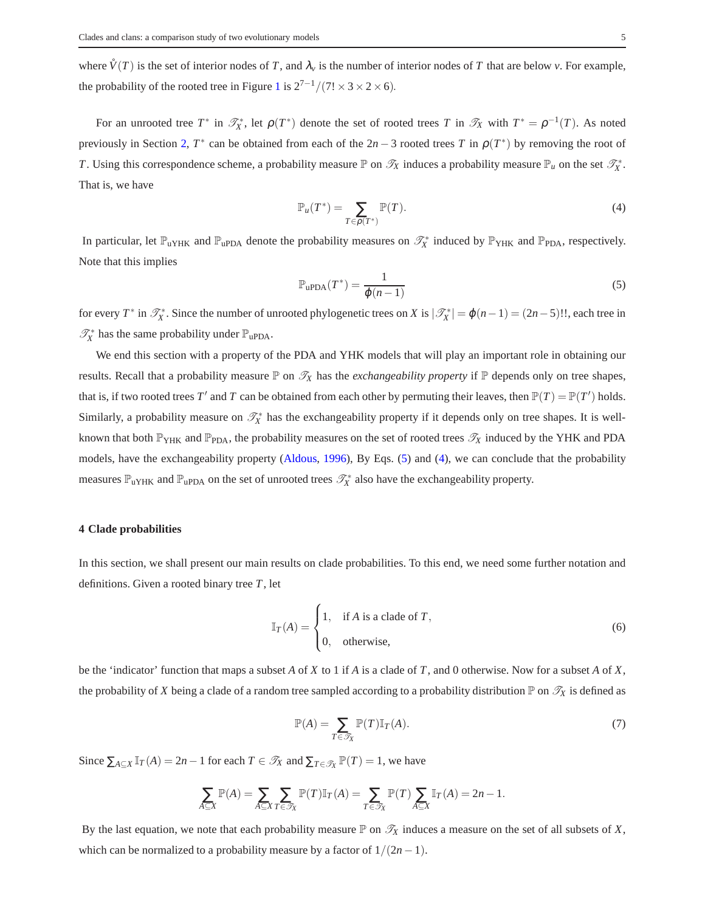where $\mathring{V}(T)$ is the set of interior nodes of $T$, and $\lambda_v$ is the number of interior nodes of $T$ that are below $v$. For example, the probability of the rooted tree in Figure 1 is $2^{7-1}/(7! \times 3 \times 2 \times 6)$.

For an unrooted tree $T^*$ in $\mathscr{T}^*_X$, let $\rho(T^*)$ denote the set of rooted trees $T$ in $\mathscr{T}_X$ with $T^* = \rho^{-1}(T)$. As noted previously in Section 2, $T^*$ can be obtained from each of the $2n-3$ rooted trees $T$ in $\rho(T^*)$ by removing the root of $T$. Using this correspondence scheme, a probability measure $\mathbb{P}$ on $\mathscr{T}_X$ induces a probability measure $\mathbb{P}_u$ on the set $\mathscr{T}^*_X$. That is, we have

$$\mathbb{P}_u(T^*) = \sum_{T \in \rho(T^*)} \mathbb{P}(T). \tag{4}$$

In particular, let $\mathbb{P}_{\text{uYHK}}$ and $\mathbb{P}_{\text{uPDA}}$ denote the probability measures on $\mathscr{T}^*_X$ induced by $\mathbb{P}_{\text{YHK}}$ and $\mathbb{P}_{\text{PDA}}$, respectively. Note that this implies

$$\mathbb{P}_{\text{uPDA}}(T^*) = \frac{1}{\varphi(n-1)} \tag{5}$$

for every $T^*$ in $\mathscr{T}^*_X$. Since the number of unrooted phylogenetic trees on $X$ is $|\mathscr{T}^*_X| = \varphi(n-1) = (2n-5)!!$, each tree in $\mathscr{T}^*_X$ has the same probability under $\mathbb{P}_{\text{uPDA}}$.

We end this section with a property of the PDA and YHK models that will play an important role in obtaining our results. Recall that a probability measure $\mathbb{P}$ on $\mathscr{T}_X$ has the *exchangeability property* if $\mathbb{P}$ depends only on tree shapes, that is, if two rooted trees $T'$ and $T$ can be obtained from each other by permuting their leaves, then $\mathbb{P}(T) = \mathbb{P}(T')$ holds. Similarly, a probability measure on $\mathscr{T}^*_X$ has the exchangeability property if it depends only on tree shapes. It is well-known that both $\mathbb{P}_{\text{YHK}}$ and $\mathbb{P}_{\text{PDA}}$, the probability measures on the set of rooted trees $\mathscr{T}_X$ induced by the YHK and PDA models, have the exchangeability property (Aldous, 1996), By Eqs. (5) and (4), we can conclude that the probability measures $\mathbb{P}_{\text{uYHK}}$ and $\mathbb{P}_{\text{uPDA}}$ on the set of unrooted trees $\mathscr{T}^*_X$ also have the exchangeability property.

## 4 Clade probabilities

In this section, we shall present our main results on clade probabilities. To this end, we need some further notation and definitions. Given a rooted binary tree $T$, let

$$\mathbb{I}_T(A) = \begin{cases} 1, & \text{if } A \text{ is a clade of } T, \\ 0, & \text{otherwise,} \end{cases} \tag{6}$$

be the 'indicator' function that maps a subset $A$ of $X$ to 1 if $A$ is a clade of $T$, and 0 otherwise. Now for a subset $A$ of $X$, the probability of $X$ being a clade of a random tree sampled according to a probability distribution $\mathbb{P}$ on $\mathscr{T}_X$ is defined as

$$\mathbb{P}(A) = \sum_{T \in \mathscr{T}_X} \mathbb{P}(T)\mathbb{I}_T(A). \tag{7}$$

Since $\sum_{A \subseteq X} \mathbb{I}_T(A) = 2n-1$ for each $T \in \mathscr{T}_X$ and $\sum_{T \in \mathscr{T}_X} \mathbb{P}(T) = 1$, we have

$$\sum_{A \subseteq X} \mathbb{P}(A) = \sum_{A \subseteq X} \sum_{T \in \mathscr{T}_X} \mathbb{P}(T)\mathbb{I}_T(A) = \sum_{T \in \mathscr{T}_X} \mathbb{P}(T) \sum_{A \subseteq X} \mathbb{I}_T(A) = 2n-1.$$

By the last equation, we note that each probability measure $\mathbb{P}$ on $\mathscr{T}_X$ induces a measure on the set of all subsets of $X$, which can be normalized to a probability measure by a factor of $1/(2n-1)$.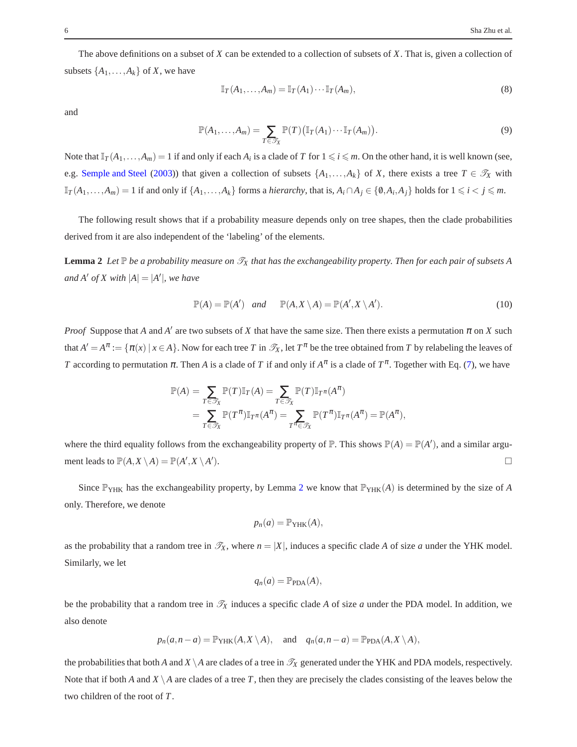The above definitions on a subset of $X$ can be extended to a collection of subsets of $X$. That is, given a collection of subsets $\{A_1,\dots,A_k\}$ of $X$, we have

$$\mathbb{I}_T(A_1,\dots,A_m) = \mathbb{I}_T(A_1)\cdots\mathbb{I}_T(A_m), \tag{8}$$

and

$$\mathbb{P}(A_1,\dots,A_m) = \sum_{T\in\mathscr{T}_X} \mathbb{P}(T)\big(\mathbb{I}_T(A_1)\cdots\mathbb{I}_T(A_m)\big). \tag{9}$$

Note that $\mathbb{I}_T(A_1,\dots,A_m) = 1$ if and only if each $A_i$ is a clade of $T$ for $1 \leqslant i \leqslant m$. On the other hand, it is well known (see, e.g. Semple and Steel (2003)) that given a collection of subsets $\{A_1,\dots,A_k\}$ of $X$, there exists a tree $T \in \mathscr{T}_X$ with $\mathbb{I}_T(A_1,\dots,A_m) = 1$ if and only if $\{A_1,\dots,A_k\}$ forms a *hierarchy*, that is, $A_i \cap A_j \in \{\emptyset, A_i, A_j\}$ holds for $1 \leqslant i < j \leqslant m$.

The following result shows that if a probability measure depends only on tree shapes, then the clade probabilities derived from it are also independent of the 'labeling' of the elements.

**Lemma 2** *Let $\mathbb{P}$ be a probability measure on $\mathscr{T}_X$ that has the exchangeability property. Then for each pair of subsets $A$ and $A'$ of $X$ with $|A| = |A'|$, we have*

$$\mathbb{P}(A) = \mathbb{P}(A') \quad \textit{and} \quad \mathbb{P}(A, X\setminus A) = \mathbb{P}(A', X\setminus A'). \tag{10}$$

*Proof* Suppose that $A$ and $A'$ are two subsets of $X$ that have the same size. Then there exists a permutation $\pi$ on $X$ such that $A' = A^\pi := \{\pi(x) \mid x \in A\}$. Now for each tree $T$ in $\mathscr{T}_X$, let $T^\pi$ be the tree obtained from $T$ by relabeling the leaves of $T$ according to permutation $\pi$. Then $A$ is a clade of $T$ if and only if $A^\pi$ is a clade of $T^\pi$. Together with Eq. (7), we have

$$\begin{aligned}
\mathbb{P}(A) &= \sum_{T\in\mathscr{T}_X} \mathbb{P}(T)\mathbb{I}_T(A) = \sum_{T\in\mathscr{T}_X} \mathbb{P}(T)\mathbb{I}_{T^\pi}(A^\pi) \\
&= \sum_{T\in\mathscr{T}_X} \mathbb{P}(T^\pi)\mathbb{I}_{T^\pi}(A^\pi) = \sum_{T^\pi\in\mathscr{T}_X} \mathbb{P}(T^\pi)\mathbb{I}_{T^\pi}(A^\pi) = \mathbb{P}(A^\pi),
\end{aligned}$$

where the third equality follows from the exchangeability property of $\mathbb{P}$. This shows $\mathbb{P}(A) = \mathbb{P}(A')$, and a similar argument leads to $\mathbb{P}(A, X\setminus A) = \mathbb{P}(A', X\setminus A')$. □

Since $\mathbb{P}_{\text{YHK}}$ has the exchangeability property, by Lemma 2 we know that $\mathbb{P}_{\text{YHK}}(A)$ is determined by the size of $A$ only. Therefore, we denote

$$p_n(a) = \mathbb{P}_{\text{YHK}}(A),$$

as the probability that a random tree in $\mathscr{T}_X$, where $n = |X|$, induces a specific clade $A$ of size $a$ under the YHK model. Similarly, we let

$$q_n(a) = \mathbb{P}_{\text{PDA}}(A),$$

be the probability that a random tree in $\mathscr{T}_X$ induces a specific clade $A$ of size $a$ under the PDA model. In addition, we also denote

$$p_n(a, n-a) = \mathbb{P}_{\text{YHK}}(A, X\setminus A), \quad \text{and} \quad q_n(a, n-a) = \mathbb{P}_{\text{PDA}}(A, X\setminus A),$$

the probabilities that both $A$ and $X\setminus A$ are clades of a tree in $\mathscr{T}_X$ generated under the YHK and PDA models, respectively. Note that if both $A$ and $X\setminus A$ are clades of a tree $T$, then they are precisely the clades consisting of the leaves below the two children of the root of $T$.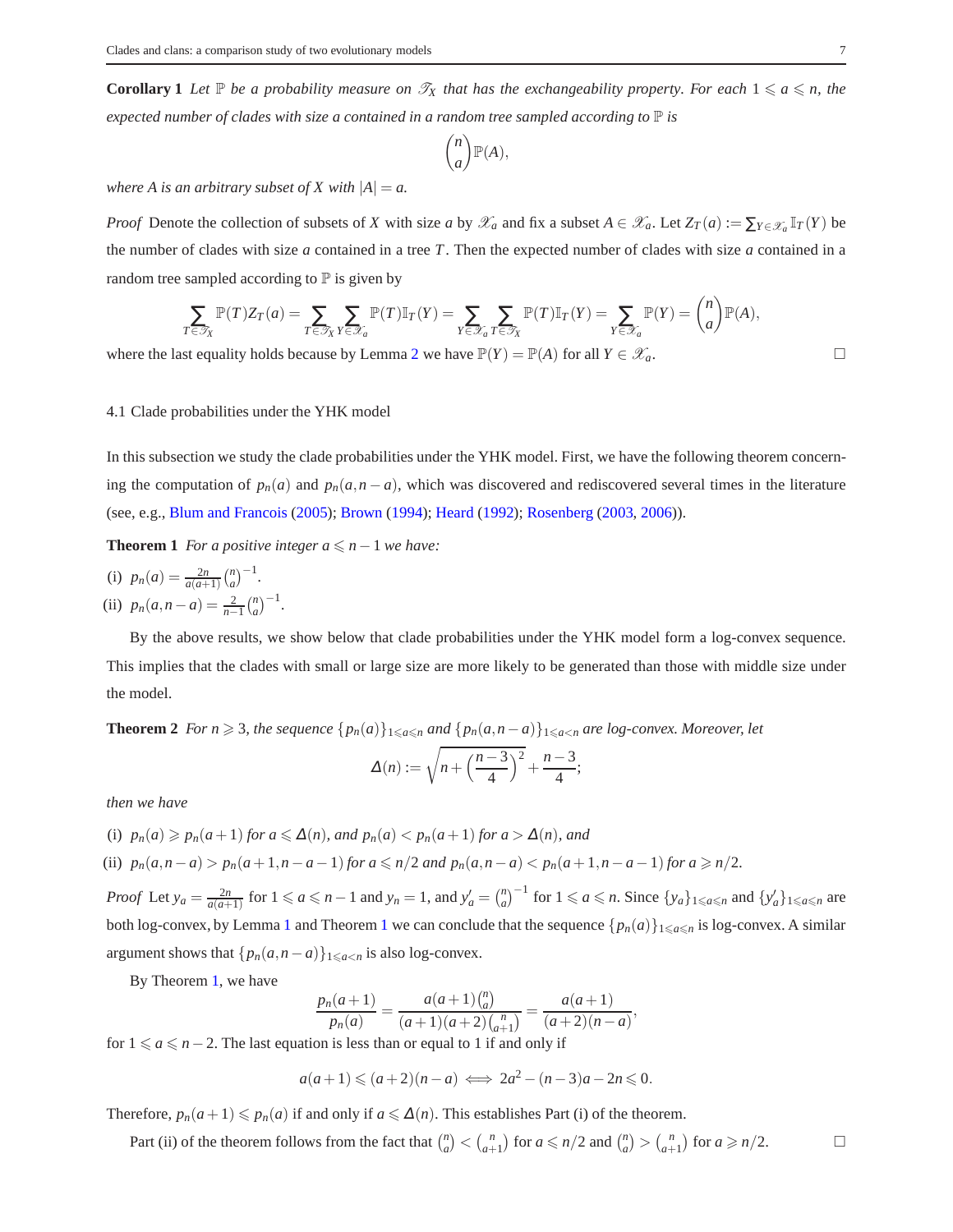**Corollary 1** *Let $\mathbb{P}$ be a probability measure on $\mathscr{T}_X$ that has the exchangeability property. For each $1 \leqslant a \leqslant n$, the expected number of clades with size a contained in a random tree sampled according to $\mathbb{P}$ is*

$$\binom{n}{a}\mathbb{P}(A),$$

*where A is an arbitrary subset of X with $|A| = a$.*

*Proof* Denote the collection of subsets of $X$ with size $a$ by $\mathscr{X}_a$ and fix a subset $A \in \mathscr{X}_a$. Let $Z_T(a) := \sum_{Y \in \mathscr{X}_a} \mathbb{I}_T(Y)$ be the number of clades with size $a$ contained in a tree $T$. Then the expected number of clades with size $a$ contained in a random tree sampled according to $\mathbb{P}$ is given by

$$\sum_{T \in \mathscr{T}_X} \mathbb{P}(T)Z_T(a) = \sum_{T \in \mathscr{T}_X} \sum_{Y \in \mathscr{X}_a} \mathbb{P}(T)\mathbb{I}_T(Y) = \sum_{Y \in \mathscr{X}_a} \sum_{T \in \mathscr{T}_X} \mathbb{P}(T)\mathbb{I}_T(Y) = \sum_{Y \in \mathscr{X}_a} \mathbb{P}(Y) = \binom{n}{a}\mathbb{P}(A),$$

where the last equality holds because by Lemma 2 we have $\mathbb{P}(Y) = \mathbb{P}(A)$ for all $Y \in \mathscr{X}_a$. □

### 4.1 Clade probabilities under the YHK model

In this subsection we study the clade probabilities under the YHK model. First, we have the following theorem concerning the computation of $p_n(a)$ and $p_n(a, n-a)$, which was discovered and rediscovered several times in the literature (see, e.g., Blum and Francois (2005); Brown (1994); Heard (1992); Rosenberg (2003, 2006)).

**Theorem 1** *For a positive integer $a \leqslant n-1$ we have:*

(i) $p_n(a) = \frac{2n}{a(a+1)}\binom{n}{a}^{-1}$.

(ii) $p_n(a, n-a) = \frac{2}{n-1}\binom{n}{a}^{-1}$.

By the above results, we show below that clade probabilities under the YHK model form a log-convex sequence. This implies that the clades with small or large size are more likely to be generated than those with middle size under the model.

**Theorem 2** *For $n \geqslant 3$, the sequence $\{p_n(a)\}_{1 \leqslant a \leqslant n}$ and $\{p_n(a, n-a)\}_{1 \leqslant a < n}$ are log-convex. Moreover, let*

$$\Delta(n) := \sqrt{n + \left(\frac{n-3}{4}\right)^2} + \frac{n-3}{4};$$

*then we have*

(i) *$p_n(a) \geqslant p_n(a+1)$ for $a \leqslant \Delta(n)$, and $p_n(a) < p_n(a+1)$ for $a > \Delta(n)$, and*

(ii) *$p_n(a, n-a) > p_n(a+1, n-a-1)$ for $a \leqslant n/2$ and $p_n(a, n-a) < p_n(a+1, n-a-1)$ for $a \geqslant n/2$.*

*Proof* Let $y_a = \frac{2n}{a(a+1)}$ for $1 \leqslant a \leqslant n-1$ and $y_n = 1$, and $y'_a = \binom{n}{a}^{-1}$ for $1 \leqslant a \leqslant n$. Since $\{y_a\}_{1 \leqslant a \leqslant n}$ and $\{y'_a\}_{1 \leqslant a \leqslant n}$ are both log-convex, by Lemma 1 and Theorem 1 we can conclude that the sequence $\{p_n(a)\}_{1 \leqslant a \leqslant n}$ is log-convex. A similar argument shows that $\{p_n(a, n-a)\}_{1 \leqslant a < n}$ is also log-convex.

By Theorem 1, we have

$$\frac{p_n(a+1)}{p_n(a)} = \frac{a(a+1)\binom{n}{a}}{(a+1)(a+2)\binom{n}{a+1}} = \frac{a(a+1)}{(a+2)(n-a)},$$

for $1 \leqslant a \leqslant n-2$. The last equation is less than or equal to 1 if and only if

$$a(a+1) \leqslant (a+2)(n-a) \iff 2a^2 - (n-3)a - 2n \leqslant 0.$$

Therefore, $p_n(a+1) \leqslant p_n(a)$ if and only if $a \leqslant \Delta(n)$. This establishes Part (i) of the theorem.

Part (ii) of the theorem follows from the fact that $\binom{n}{a} < \binom{n}{a+1}$ for $a \leqslant n/2$ and $\binom{n}{a} > \binom{n}{a+1}$ for $a \geqslant n/2$. □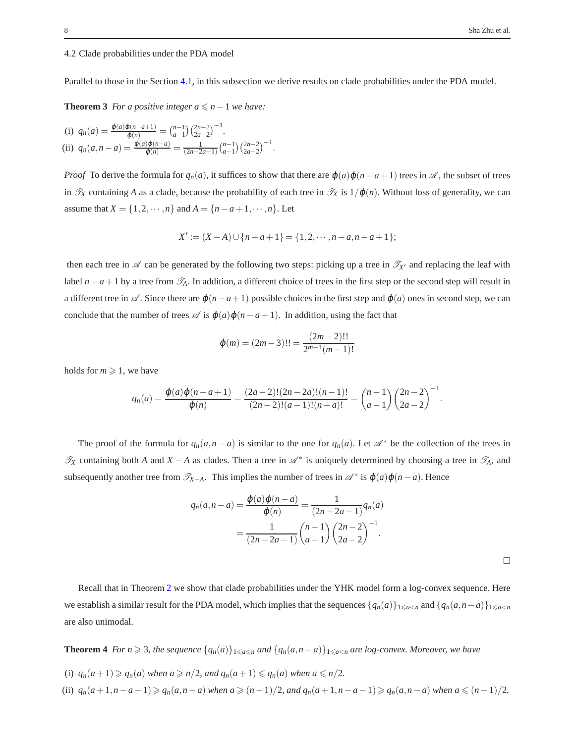### 4.2 Clade probabilities under the PDA model

Parallel to those in the Section 4.1, in this subsection we derive results on clade probabilities under the PDA model.

**Theorem 3** *For a positive integer $a \leqslant n-1$ we have:*

(i) $q_n(a) = \frac{\varphi(a)\varphi(n-a+1)}{\varphi(n)} = \binom{n-1}{a-1}\binom{2n-2}{2a-2}^{-1}$.

(ii) $q_n(a, n-a) = \frac{\varphi(a)\varphi(n-a)}{\varphi(n)} = \frac{1}{(2n-2a-1)}\binom{n-1}{a-1}\binom{2n-2}{2a-2}^{-1}$.

*Proof* To derive the formula for $q_n(a)$, it suffices to show that there are $\varphi(a)\varphi(n-a+1)$ trees in $\mathscr{A}$, the subset of trees in $\mathscr{T}_X$ containing $A$ as a clade, because the probability of each tree in $\mathscr{T}_X$ is $1/\varphi(n)$. Without loss of generality, we can assume that $X = \{1, 2, \cdots, n\}$ and $A = \{n-a+1, \cdots, n\}$. Let

$$X' := (X - A) \cup \{n-a+1\} = \{1, 2, \cdots, n-a, n-a+1\};$$

then each tree in $\mathscr{A}$ can be generated by the following two steps: picking up a tree in $\mathscr{T}_{X'}$ and replacing the leaf with label $n-a+1$ by a tree from $\mathscr{T}_A$. In addition, a different choice of trees in the first step or the second step will result in a different tree in $\mathscr{A}$. Since there are $\varphi(n-a+1)$ possible choices in the first step and $\varphi(a)$ ones in second step, we can conclude that the number of trees $\mathscr{A}$ is $\varphi(a)\varphi(n-a+1)$. In addition, using the fact that

$$\varphi(m) = (2m-3)!! = \frac{(2m-2)!!}{2^{m-1}(m-1)!}$$

holds for $m \geqslant 1$, we have

$$q_n(a) = \frac{\varphi(a)\varphi(n-a+1)}{\varphi(n)} = \frac{(2a-2)!(2n-2a)!(n-1)!}{(2n-2)!(a-1)!(n-a)!} = \binom{n-1}{a-1}\binom{2n-2}{2a-2}^{-1}.$$

The proof of the formula for $q_n(a, n-a)$ is similar to the one for $q_n(a)$. Let $\mathscr{A}^*$ be the collection of the trees in $\mathscr{T}_X$ containing both $A$ and $X - A$ as clades. Then a tree in $\mathscr{A}^*$ is uniquely determined by choosing a tree in $\mathscr{T}_A$, and subsequently another tree from $\mathscr{T}_{X-A}$. This implies the number of trees in $\mathscr{A}^*$ is $\varphi(a)\varphi(n-a)$. Hence

$$\begin{aligned} q_n(a, n-a) = \frac{\varphi(a)\varphi(n-a)}{\varphi(n)} &= \frac{1}{(2n-2a-1)} q_n(a) \\ &= \frac{1}{(2n-2a-1)}\binom{n-1}{a-1}\binom{2n-2}{2a-2}^{-1}. \end{aligned}$$

□

Recall that in Theorem 2 we show that clade probabilities under the YHK model form a log-convex sequence. Here we establish a similar result for the PDA model, which implies that the sequences $\{q_n(a)\}_{1 \leqslant a < n}$ and $\{q_n(a, n-a)\}_{1 \leqslant a < n}$ are also unimodal.

**Theorem 4** *For $n \geqslant 3$, the sequence $\{q_n(a)\}_{1 \leqslant a \leqslant n}$ and $\{q_n(a, n-a)\}_{1 \leqslant a < n}$ are log-convex. Moreover, we have*

(i) *$q_n(a+1) \geqslant q_n(a)$ when $a \geqslant n/2$, and $q_n(a+1) \leqslant q_n(a)$ when $a \leqslant n/2$.*

(ii) *$q_n(a+1, n-a-1) \geqslant q_n(a, n-a)$ when $a \geqslant (n-1)/2$, and $q_n(a+1, n-a-1) \geqslant q_n(a, n-a)$ when $a \leqslant (n-1)/2$.*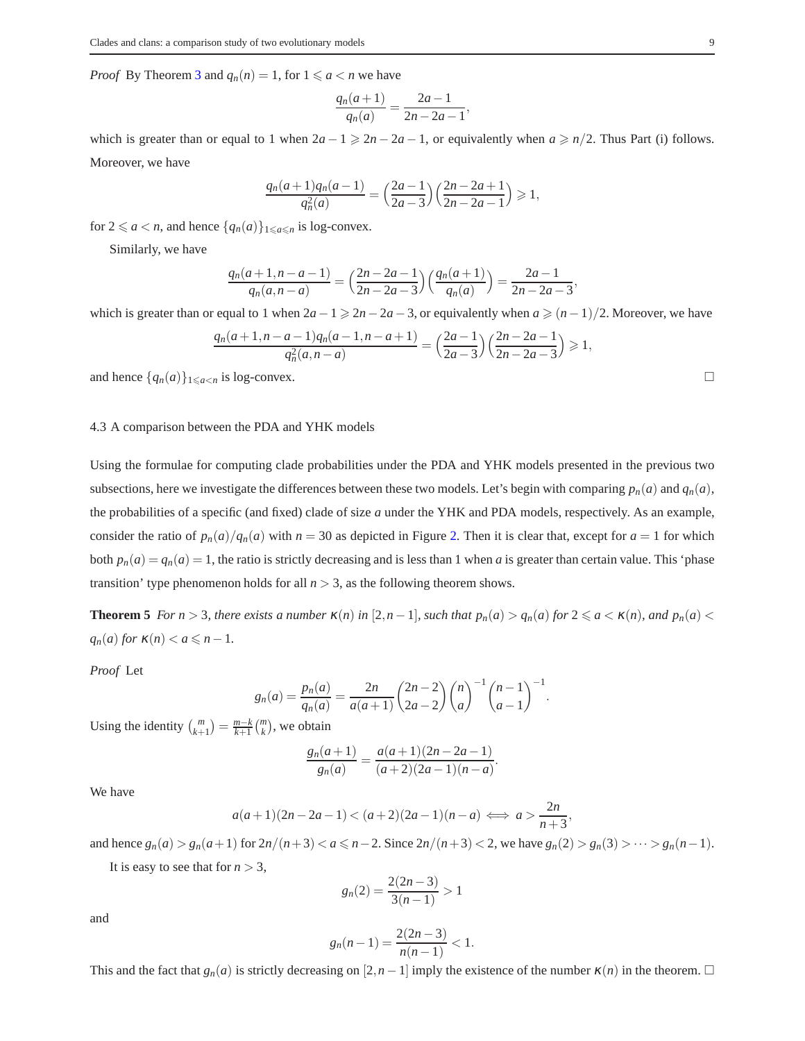*Proof* By Theorem 3 and $q_n(n) = 1$, for $1 \leqslant a < n$ we have

$$\frac{q_n(a+1)}{q_n(a)} = \frac{2a-1}{2n-2a-1},$$

which is greater than or equal to 1 when $2a-1 \geqslant 2n-2a-1$, or equivalently when $a \geqslant n/2$. Thus Part (i) follows. Moreover, we have

$$\frac{q_n(a+1)q_n(a-1)}{q_n^2(a)} = \Big(\frac{2a-1}{2a-3}\Big)\Big(\frac{2n-2a+1}{2n-2a-1}\Big) \geqslant 1,$$

for $2 \leqslant a < n$, and hence $\{q_n(a)\}_{1 \leqslant a \leqslant n}$ is log-convex.

Similarly, we have

$$\frac{q_n(a+1,n-a-1)}{q_n(a,n-a)} = \Big(\frac{2n-2a-1}{2n-2a-3}\Big)\Big(\frac{q_n(a+1)}{q_n(a)}\Big) = \frac{2a-1}{2n-2a-3},$$

which is greater than or equal to 1 when $2a-1 \geqslant 2n-2a-3$, or equivalently when $a \geqslant (n-1)/2$. Moreover, we have

$$\frac{q_n(a+1,n-a-1)q_n(a-1,n-a+1)}{q_n^2(a,n-a)} = \Big(\frac{2a-1}{2a-3}\Big)\Big(\frac{2n-2a-1}{2n-2a-3}\Big) \geqslant 1,$$

and hence $\{q_n(a)\}_{1 \leqslant a < n}$ is log-convex. □

### 4.3 A comparison between the PDA and YHK models

Using the formulae for computing clade probabilities under the PDA and YHK models presented in the previous two subsections, here we investigate the differences between these two models. Let's begin with comparing $p_n(a)$ and $q_n(a)$, the probabilities of a specific (and fixed) clade of size $a$ under the YHK and PDA models, respectively. As an example, consider the ratio of $p_n(a)/q_n(a)$ with $n = 30$ as depicted in Figure 2. Then it is clear that, except for $a = 1$ for which both $p_n(a) = q_n(a) = 1$, the ratio is strictly decreasing and is less than 1 when $a$ is greater than certain value. This 'phase transition' type phenomenon holds for all $n > 3$, as the following theorem shows.

**Theorem 5** *For $n > 3$, there exists a number $\kappa(n)$ in $[2, n-1]$, such that $p_n(a) > q_n(a)$ for $2 \leqslant a < \kappa(n)$, and $p_n(a) < q_n(a)$ for $\kappa(n) < a \leqslant n-1$.*

*Proof* Let

$$g_n(a) = \frac{p_n(a)}{q_n(a)} = \frac{2n}{a(a+1)}\binom{2n-2}{2a-2}\binom{n}{a}^{-1}\binom{n-1}{a-1}^{-1}.$$

Using the identity $\binom{m}{k+1} = \frac{m-k}{k+1}\binom{m}{k}$, we obtain

$$\frac{g_n(a+1)}{g_n(a)} = \frac{a(a+1)(2n-2a-1)}{(a+2)(2a-1)(n-a)}.$$

We have

$$a(a+1)(2n-2a-1) < (a+2)(2a-1)(n-a) \iff a > \frac{2n}{n+3},$$

and hence $g_n(a) > g_n(a+1)$ for $2n/(n+3) < a \leqslant n-2$. Since $2n/(n+3) < 2$, we have $g_n(2) > g_n(3) > \cdots > g_n(n-1)$.

It is easy to see that for $n > 3$,

$$g_n(2) = \frac{2(2n-3)}{3(n-1)} > 1$$

and

$$g_n(n-1) = \frac{2(2n-3)}{n(n-1)} < 1.$$

This and the fact that $g_n(a)$ is strictly decreasing on $[2, n-1]$ imply the existence of the number $\kappa(n)$ in the theorem. □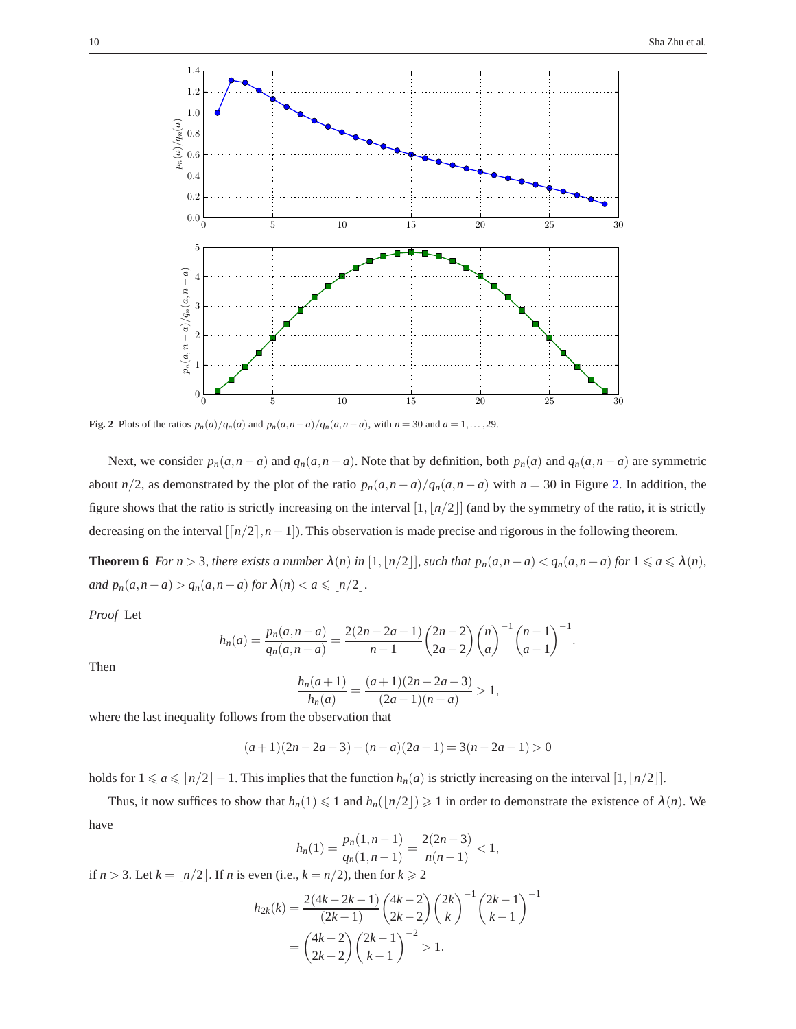**Fig. 2** Plots of the ratios $p_n(a)/q_n(a)$ and $p_n(a,n-a)/q_n(a,n-a)$, with $n = 30$ and $a = 1,\ldots,29$.

Next, we consider $p_n(a,n-a)$ and $q_n(a,n-a)$. Note that by definition, both $p_n(a)$ and $q_n(a,n-a)$ are symmetric about $n/2$, as demonstrated by the plot of the ratio $p_n(a,n-a)/q_n(a,n-a)$ with $n = 30$ in Figure 2. In addition, the figure shows that the ratio is strictly increasing on the interval $[1,\lfloor n/2 \rfloor]$ (and by the symmetry of the ratio, it is strictly decreasing on the interval $[\lceil n/2 \rceil, n-1]$). This observation is made precise and rigorous in the following theorem.

**Theorem 6** *For $n > 3$, there exists a number $\lambda(n)$ in $[1,\lfloor n/2 \rfloor]$, such that $p_n(a,n-a) < q_n(a,n-a)$ for $1 \leqslant a \leqslant \lambda(n)$, and $p_n(a,n-a) > q_n(a,n-a)$ for $\lambda(n) < a \leqslant \lfloor n/2 \rfloor$.*

*Proof* Let

$$h_n(a) = \frac{p_n(a,n-a)}{q_n(a,n-a)} = \frac{2(2n-2a-1)}{n-1}\binom{2n-2}{2a-2}\binom{n}{a}^{-1}\binom{n-1}{a-1}^{-1}.$$

Then

$$\frac{h_n(a+1)}{h_n(a)} = \frac{(a+1)(2n-2a-3)}{(2a-1)(n-a)} > 1,$$

where the last inequality follows from the observation that

$$(a+1)(2n-2a-3)-(n-a)(2a-1) = 3(n-2a-1) > 0$$

holds for $1 \leqslant a \leqslant \lfloor n/2 \rfloor - 1$. This implies that the function $h_n(a)$ is strictly increasing on the interval $[1,\lfloor n/2 \rfloor]$.

Thus, it now suffices to show that $h_n(1) \leqslant 1$ and $h_n(\lfloor n/2 \rfloor) \geqslant 1$ in order to demonstrate the existence of $\lambda(n)$. We have

$$h_n(1) = \frac{p_n(1,n-1)}{q_n(1,n-1)} = \frac{2(2n-3)}{n(n-1)} < 1,$$

if $n > 3$. Let $k = \lfloor n/2 \rfloor$. If $n$ is even (i.e., $k = n/2$), then for $k \geqslant 2$

$$\begin{aligned}
h_{2k}(k) &= \frac{2(4k-2k-1)}{(2k-1)}\binom{4k-2}{2k-2}\binom{2k}{k}^{-1}\binom{2k-1}{k-1}^{-1} \\
&= \binom{4k-2}{2k-2}\binom{2k-1}{k-1}^{-2} > 1.
\end{aligned}$$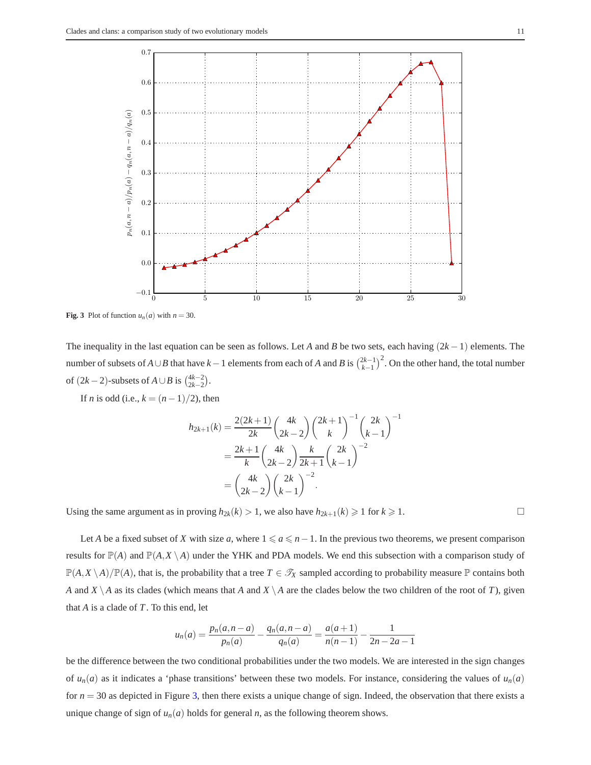**Fig. 3** Plot of function $u_n(a)$ with $n = 30$.

The inequality in the last equation can be seen as follows. Let $A$ and $B$ be two sets, each having $(2k-1)$ elements. The number of subsets of $A \cup B$ that have $k-1$ elements from each of $A$ and $B$ is $\binom{2k-1}{k-1}^2$. On the other hand, the total number of $(2k-2)$-subsets of $A \cup B$ is $\binom{4k-2}{2k-2}$.

If $n$ is odd (i.e., $k = (n-1)/2$), then

$$
\begin{aligned}
h_{2k+1}(k) &= \frac{2(2k+1)}{2k}\binom{4k}{2k-2}\binom{2k+1}{k}^{-1}\binom{2k}{k-1}^{-1} \\
&= \frac{2k+1}{k}\binom{4k}{2k-2}\frac{k}{2k+1}\binom{2k}{k-1}^{-2} \\
&= \binom{4k}{2k-2}\binom{2k}{k-1}^{-2}.
\end{aligned}
$$

Using the same argument as in proving $h_{2k}(k) > 1$, we also have $h_{2k+1}(k) \geqslant 1$ for $k \geqslant 1$. $\square$

Let $A$ be a fixed subset of $X$ with size $a$, where $1 \leqslant a \leqslant n-1$. In the previous two theorems, we present comparison results for $\mathbb{P}(A)$ and $\mathbb{P}(A, X \setminus A)$ under the YHK and PDA models. We end this subsection with a comparison study of $\mathbb{P}(A, X \setminus A)/\mathbb{P}(A)$, that is, the probability that a tree $T \in \mathscr{T}_X$ sampled according to probability measure $\mathbb{P}$ contains both $A$ and $X \setminus A$ as its clades (which means that $A$ and $X \setminus A$ are the clades below the two children of the root of $T$), given that $A$ is a clade of $T$. To this end, let

$$
u_n(a) = \frac{p_n(a, n-a)}{p_n(a)} - \frac{q_n(a, n-a)}{q_n(a)} = \frac{a(a+1)}{n(n-1)} - \frac{1}{2n-2a-1}
$$

be the difference between the two conditional probabilities under the two models. We are interested in the sign changes of $u_n(a)$ as it indicates a 'phase transitions' between these two models. For instance, considering the values of $u_n(a)$ for $n = 30$ as depicted in Figure 3, then there exists a unique change of sign. Indeed, the observation that there exists a unique change of sign of $u_n(a)$ holds for general $n$, as the following theorem shows.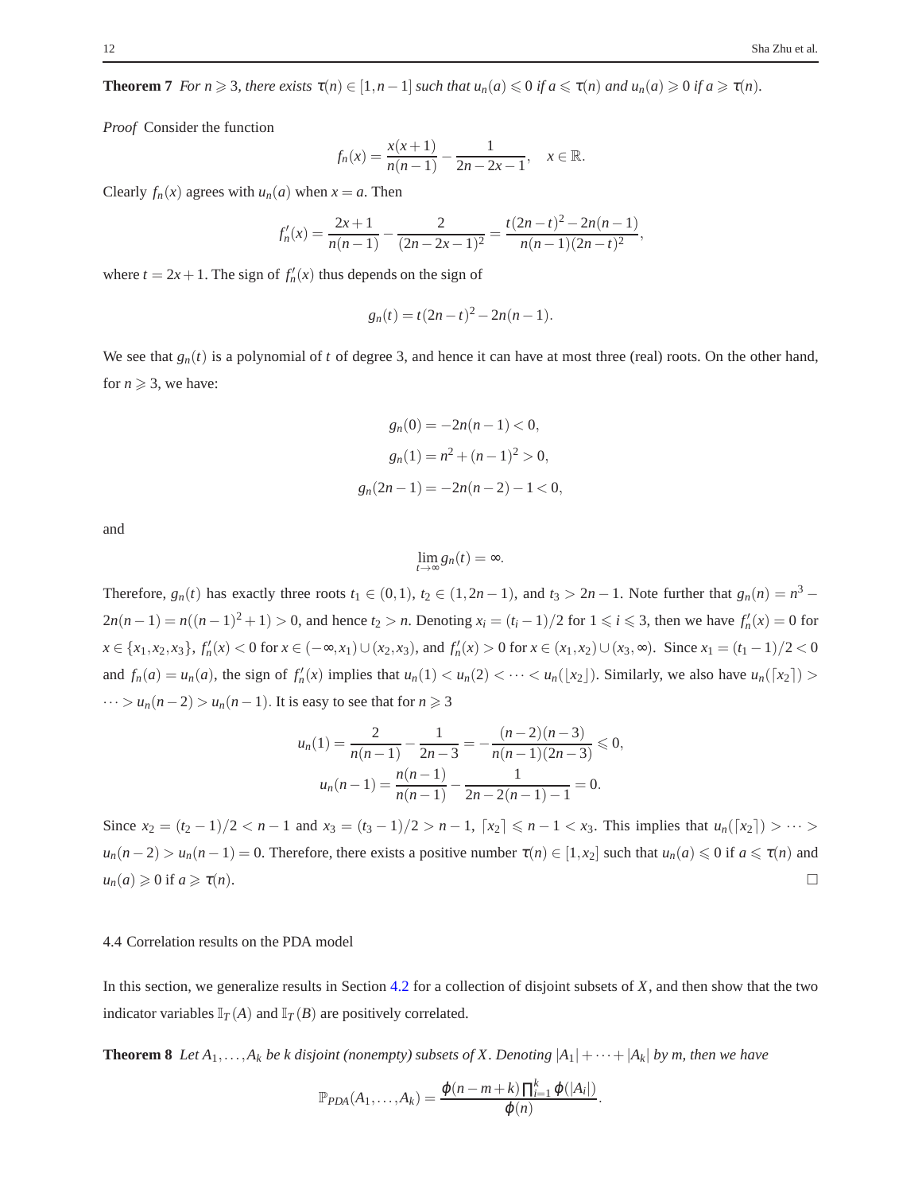**Theorem 7** *For $n \geqslant 3$, there exists $\tau(n) \in [1, n-1]$ such that $u_n(a) \leqslant 0$ if $a \leqslant \tau(n)$ and $u_n(a) \geqslant 0$ if $a \geqslant \tau(n)$.*

*Proof* Consider the function

$$f_n(x) = \frac{x(x+1)}{n(n-1)} - \frac{1}{2n-2x-1}, \quad x \in \mathbb{R}.$$

Clearly $f_n(x)$ agrees with $u_n(a)$ when $x = a$. Then

$$f_n'(x) = \frac{2x+1}{n(n-1)} - \frac{2}{(2n-2x-1)^2} = \frac{t(2n-t)^2 - 2n(n-1)}{n(n-1)(2n-t)^2},$$

where $t = 2x+1$. The sign of $f_n'(x)$ thus depends on the sign of

$$g_n(t) = t(2n-t)^2 - 2n(n-1).$$

We see that $g_n(t)$ is a polynomial of $t$ of degree 3, and hence it can have at most three (real) roots. On the other hand, for $n \geqslant 3$, we have:

$$g_n(0) = -2n(n-1) < 0,$$
$$g_n(1) = n^2 + (n-1)^2 > 0,$$
$$g_n(2n-1) = -2n(n-2) - 1 < 0,$$

and

$$\lim_{t \to \infty} g_n(t) = \infty.$$

Therefore, $g_n(t)$ has exactly three roots $t_1 \in (0,1)$, $t_2 \in (1, 2n-1)$, and $t_3 > 2n-1$. Note further that $g_n(n) = n^3 - 2n(n-1) = n((n-1)^2+1) > 0$, and hence $t_2 > n$. Denoting $x_i = (t_i - 1)/2$ for $1 \leqslant i \leqslant 3$, then we have $f_n'(x) = 0$ for $x \in \{x_1, x_2, x_3\}$, $f_n'(x) < 0$ for $x \in (-\infty, x_1) \cup (x_2, x_3)$, and $f_n'(x) > 0$ for $x \in (x_1, x_2) \cup (x_3, \infty)$. Since $x_1 = (t_1-1)/2 < 0$ and $f_n(a) = u_n(a)$, the sign of $f_n'(x)$ implies that $u_n(1) < u_n(2) < \cdots < u_n(\lfloor x_2 \rfloor)$. Similarly, we also have $u_n(\lceil x_2 \rceil) > \cdots > u_n(n-2) > u_n(n-1)$. It is easy to see that for $n \geqslant 3$

$$u_n(1) = \frac{2}{n(n-1)} - \frac{1}{2n-3} = -\frac{(n-2)(n-3)}{n(n-1)(2n-3)} \leqslant 0,$$
$$u_n(n-1) = \frac{n(n-1)}{n(n-1)} - \frac{1}{2n-2(n-1)-1} = 0.$$

Since $x_2 = (t_2-1)/2 < n-1$ and $x_3 = (t_3-1)/2 > n-1$, $\lceil x_2 \rceil \leqslant n-1 < x_3$. This implies that $u_n(\lceil x_2 \rceil) > \cdots > u_n(n-2) > u_n(n-1) = 0$. Therefore, there exists a positive number $\tau(n) \in [1, x_2]$ such that $u_n(a) \leqslant 0$ if $a \leqslant \tau(n)$ and $u_n(a) \geqslant 0$ if $a \geqslant \tau(n)$. □

### 4.4 Correlation results on the PDA model

In this section, we generalize results in Section 4.2 for a collection of disjoint subsets of $X$, and then show that the two indicator variables $\mathbb{I}_T(A)$ and $\mathbb{I}_T(B)$ are positively correlated.

**Theorem 8** *Let $A_1, \ldots, A_k$ be $k$ disjoint (nonempty) subsets of $X$. Denoting $|A_1| + \cdots + |A_k|$ by $m$, then we have*

$$\mathbb{P}_{PDA}(A_1, \ldots, A_k) = \frac{\varphi(n-m+k)\prod_{i=1}^k \varphi(|A_i|)}{\varphi(n)}.$$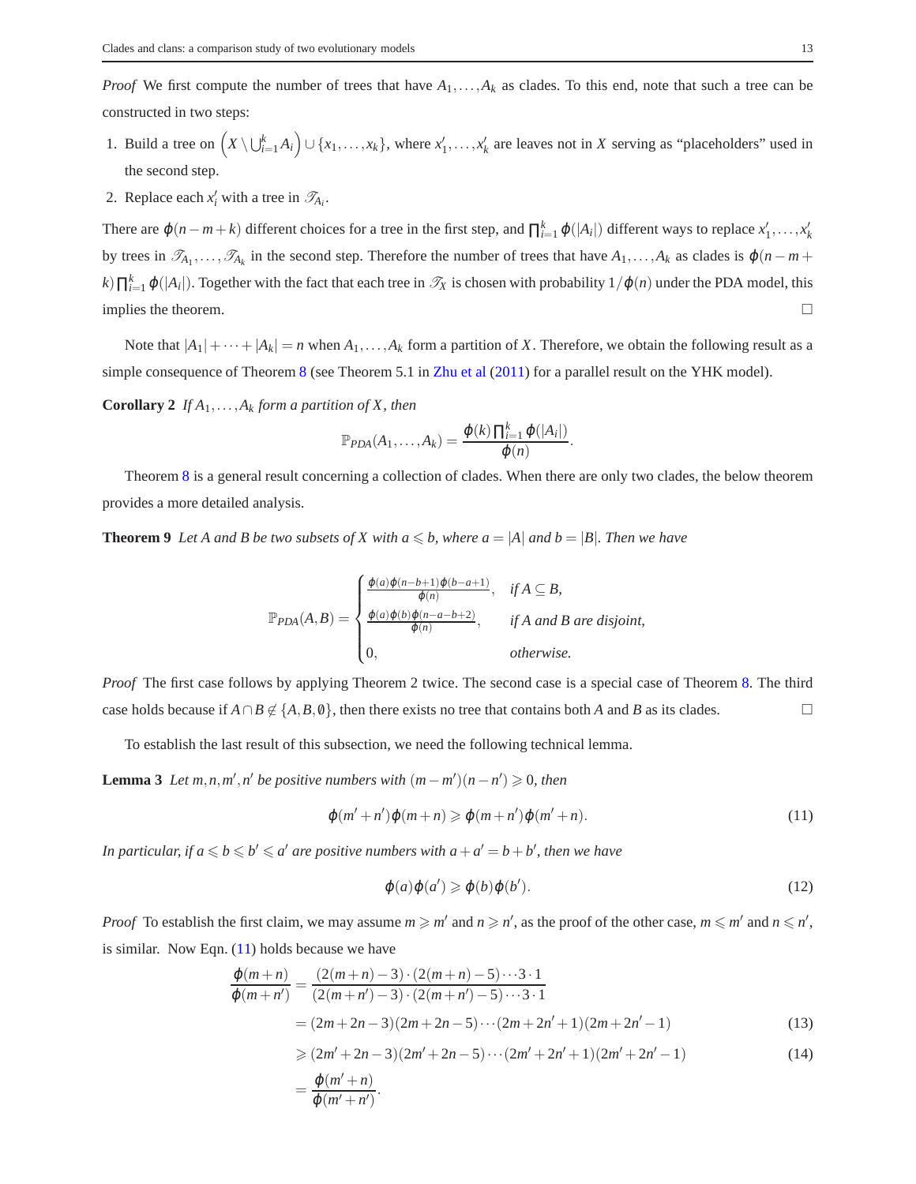*Proof* We first compute the number of trees that have $A_1,\ldots,A_k$ as clades. To this end, note that such a tree can be constructed in two steps:

1. Build a tree on $\left(X \setminus \bigcup_{i=1}^{k} A_i\right) \cup \{x_1,\ldots,x_k\}$, where $x'_1,\ldots,x'_k$ are leaves not in $X$ serving as "placeholders" used in the second step.
2. Replace each $x'_i$ with a tree in $\mathscr{T}_{A_i}$.

There are $\varphi(n-m+k)$ different choices for a tree in the first step, and $\prod_{i=1}^{k}\varphi(|A_i|)$ different ways to replace $x'_1,\ldots,x'_k$ by trees in $\mathscr{T}_{A_1},\ldots,\mathscr{T}_{A_k}$ in the second step. Therefore the number of trees that have $A_1,\ldots,A_k$ as clades is $\varphi(n-m+k)\prod_{i=1}^{k}\varphi(|A_i|)$. Together with the fact that each tree in $\mathscr{T}_X$ is chosen with probability $1/\varphi(n)$ under the PDA model, this implies the theorem. □

Note that $|A_1|+\cdots+|A_k| = n$ when $A_1,\ldots,A_k$ form a partition of $X$. Therefore, we obtain the following result as a simple consequence of Theorem 8 (see Theorem 5.1 in Zhu et al (2011) for a parallel result on the YHK model).

**Corollary 2** *If $A_1,\ldots,A_k$ form a partition of $X$, then*

$$\mathbb{P}_{PDA}(A_1,\ldots,A_k) = \frac{\varphi(k)\prod_{i=1}^{k}\varphi(|A_i|)}{\varphi(n)}.$$

Theorem 8 is a general result concerning a collection of clades. When there are only two clades, the below theorem provides a more detailed analysis.

**Theorem 9** *Let $A$ and $B$ be two subsets of $X$ with $a \leqslant b$, where $a=|A|$ and $b=|B|$. Then we have*

$$\mathbb{P}_{PDA}(A,B) = \begin{cases} \frac{\varphi(a)\varphi(n-b+1)\varphi(b-a+1)}{\varphi(n)}, & \text{if } A \subseteq B,\\ \frac{\varphi(a)\varphi(b)\varphi(n-a-b+2)}{\varphi(n)}, & \text{if } A \text{ and } B \text{ are disjoint},\\ 0, & \text{otherwise.} \end{cases}$$

*Proof* The first case follows by applying Theorem 2 twice. The second case is a special case of Theorem 8. The third case holds because if $A\cap B \notin \{A,B,\emptyset\}$, then there exists no tree that contains both $A$ and $B$ as its clades. □

To establish the last result of this subsection, we need the following technical lemma.

**Lemma 3** *Let $m,n,m',n'$ be positive numbers with $(m-m')(n-n') \geqslant 0$, then*

$$\varphi(m'+n')\varphi(m+n) \geqslant \varphi(m+n')\varphi(m'+n). \tag{11}$$

*In particular, if $a \leqslant b \leqslant b' \leqslant a'$ are positive numbers with $a+a' = b+b'$, then we have*

$$\varphi(a)\varphi(a') \geqslant \varphi(b)\varphi(b'). \tag{12}$$

*Proof* To establish the first claim, we may assume $m \geqslant m'$ and $n \geqslant n'$, as the proof of the other case, $m \leqslant m'$ and $n \leqslant n'$, is similar. Now Eqn. (11) holds because we have

$$\begin{aligned}
\frac{\varphi(m+n)}{\varphi(m+n')} &= \frac{(2(m+n)-3)\cdot(2(m+n)-5)\cdots 3\cdot 1}{(2(m+n')-3)\cdot(2(m+n')-5)\cdots 3\cdot 1}\\
&= (2m+2n-3)(2m+2n-5)\cdots(2m+2n'+1)(2m+2n'-1) \qquad (13)\\
&\geqslant (2m'+2n-3)(2m'+2n-5)\cdots(2m'+2n'+1)(2m'+2n'-1) \qquad (14)\\
&= \frac{\varphi(m'+n)}{\varphi(m'+n')}.
\end{aligned}$$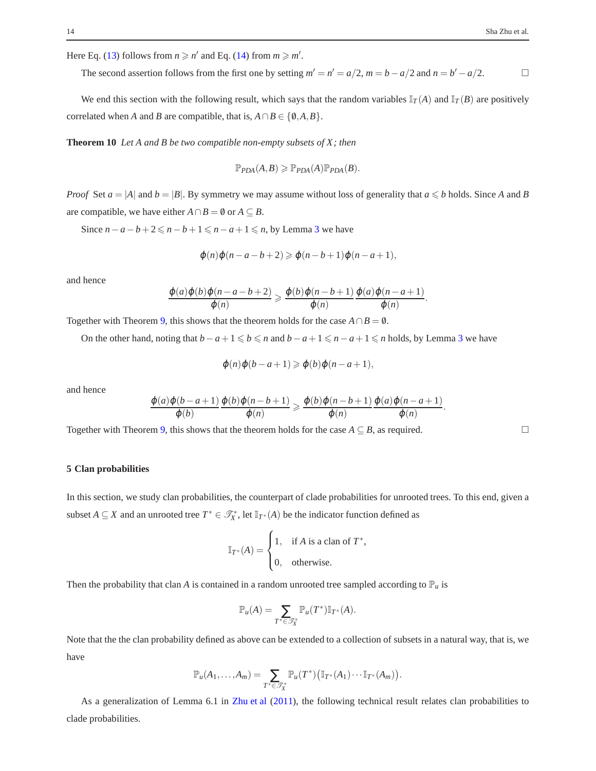Here Eq. (13) follows from $n \geqslant n'$ and Eq. (14) from $m \geqslant m'$.

The second assertion follows from the first one by setting $m' = n' = a/2$, $m = b - a/2$ and $n = b' - a/2$. □

We end this section with the following result, which says that the random variables $\mathbb{I}_T(A)$ and $\mathbb{I}_T(B)$ are positively correlated when $A$ and $B$ are compatible, that is, $A \cap B \in \{\emptyset, A, B\}$.

**Theorem 10** *Let $A$ and $B$ be two compatible non-empty subsets of $X$; then*

$$\mathbb{P}_{PDA}(A,B) \geqslant \mathbb{P}_{PDA}(A)\mathbb{P}_{PDA}(B).$$

*Proof* Set $a = |A|$ and $b = |B|$. By symmetry we may assume without loss of generality that $a \leqslant b$ holds. Since $A$ and $B$ are compatible, we have either $A \cap B = \emptyset$ or $A \subseteq B$.

Since $n - a - b + 2 \leqslant n - b + 1 \leqslant n - a + 1 \leqslant n$, by Lemma 3 we have

$$\varphi(n)\varphi(n-a-b+2) \geqslant \varphi(n-b+1)\varphi(n-a+1),$$

and hence

$$\frac{\varphi(a)\varphi(b)\varphi(n-a-b+2)}{\varphi(n)} \geqslant \frac{\varphi(b)\varphi(n-b+1)}{\varphi(n)} \frac{\varphi(a)\varphi(n-a+1)}{\varphi(n)}.$$

Together with Theorem 9, this shows that the theorem holds for the case $A \cap B = \emptyset$.

On the other hand, noting that $b - a + 1 \leqslant b \leqslant n$ and $b - a + 1 \leqslant n - a + 1 \leqslant n$ holds, by Lemma 3 we have

$$\varphi(n)\varphi(b-a+1) \geqslant \varphi(b)\varphi(n-a+1),$$

and hence

$$\frac{\varphi(a)\varphi(b-a+1)}{\varphi(b)} \frac{\varphi(b)\varphi(n-b+1)}{\varphi(n)} \geqslant \frac{\varphi(b)\varphi(n-b+1)}{\varphi(n)} \frac{\varphi(a)\varphi(n-a+1)}{\varphi(n)}.$$

Together with Theorem 9, this shows that the theorem holds for the case $A \subseteq B$, as required. □

## 5 Clan probabilities

In this section, we study clan probabilities, the counterpart of clade probabilities for unrooted trees. To this end, given a subset $A \subseteq X$ and an unrooted tree $T^* \in \mathscr{T}_X^*$, let $\mathbb{I}_{T^*}(A)$ be the indicator function defined as

$$\mathbb{I}_{T^*}(A) = \begin{cases} 1, & \text{if } A \text{ is a clan of } T^*, \\ 0, & \text{otherwise.} \end{cases}$$

Then the probability that clan $A$ is contained in a random unrooted tree sampled according to $\mathbb{P}_u$ is

$$\mathbb{P}_u(A) = \sum_{T^* \in \mathscr{T}_X^*} \mathbb{P}_u(T^*)\mathbb{I}_{T^*}(A).$$

Note that the the clan probability defined as above can be extended to a collection of subsets in a natural way, that is, we have

$$\mathbb{P}_u(A_1, \ldots, A_m) = \sum_{T^* \in \mathscr{T}_X^*} \mathbb{P}_u(T^*)\big(\mathbb{I}_{T^*}(A_1) \cdots \mathbb{I}_{T^*}(A_m)\big).$$

As a generalization of Lemma 6.1 in Zhu et al (2011), the following technical result relates clan probabilities to clade probabilities.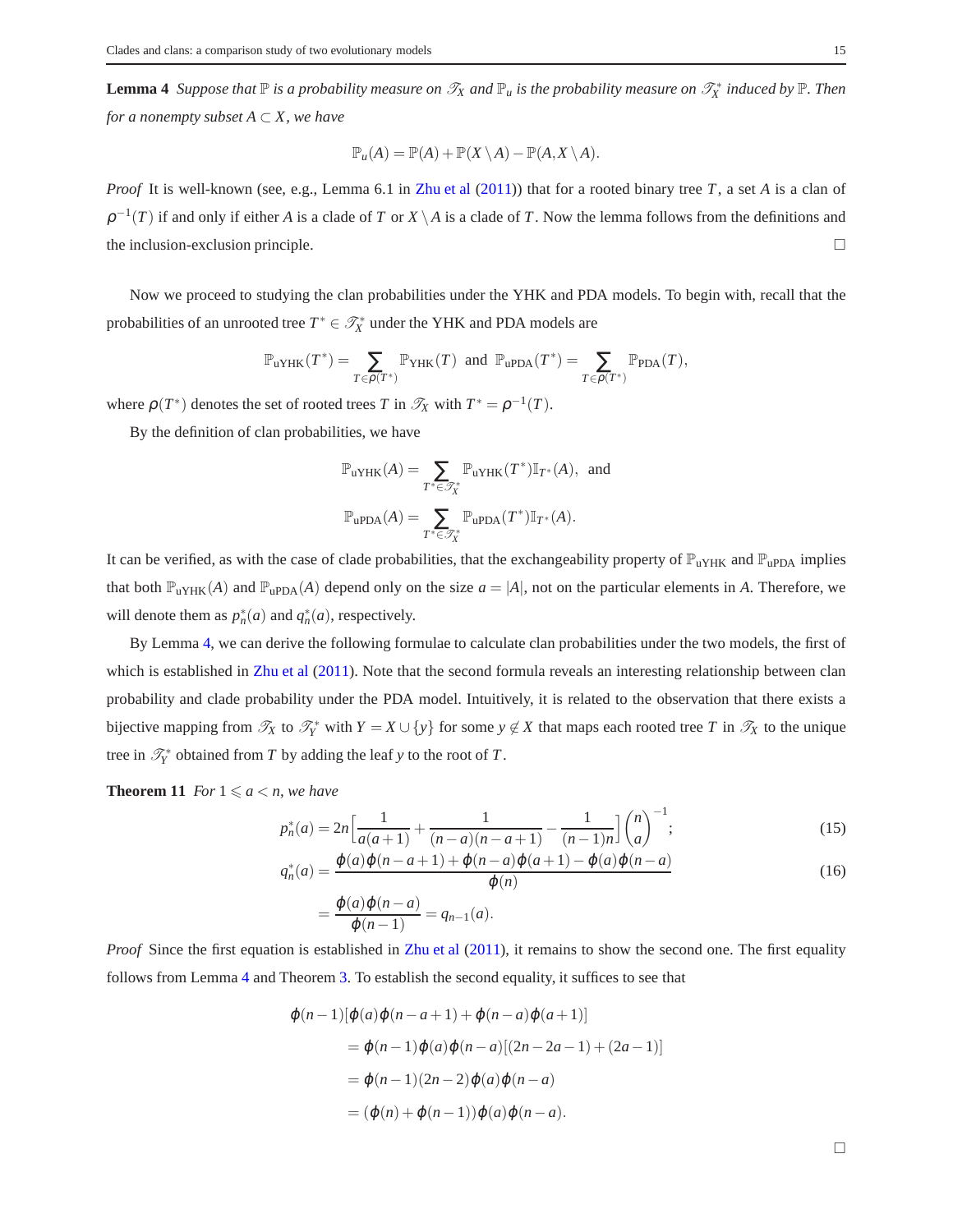**Lemma 4** *Suppose that $\mathbb{P}$ is a probability measure on $\mathscr{T}_X$ and $\mathbb{P}_u$ is the probability measure on $\mathscr{T}_X^*$ induced by $\mathbb{P}$. Then for a nonempty subset $A \subset X$, we have*

$$\mathbb{P}_u(A) = \mathbb{P}(A) + \mathbb{P}(X \setminus A) - \mathbb{P}(A, X \setminus A).$$

*Proof* It is well-known (see, e.g., Lemma 6.1 in Zhu et al (2011)) that for a rooted binary tree $T$, a set $A$ is a clan of $\rho^{-1}(T)$ if and only if either $A$ is a clade of $T$ or $X \setminus A$ is a clade of $T$. Now the lemma follows from the definitions and the inclusion-exclusion principle. □

Now we proceed to studying the clan probabilities under the YHK and PDA models. To begin with, recall that the probabilities of an unrooted tree $T^* \in \mathscr{T}_X^*$ under the YHK and PDA models are

$$\mathbb{P}_{\mathrm{uYHK}}(T^*) = \sum_{T \in \rho(T^*)} \mathbb{P}_{\mathrm{YHK}}(T) \;\text{ and }\; \mathbb{P}_{\mathrm{uPDA}}(T^*) = \sum_{T \in \rho(T^*)} \mathbb{P}_{\mathrm{PDA}}(T),$$

where $\rho(T^*)$ denotes the set of rooted trees $T$ in $\mathscr{T}_X$ with $T^* = \rho^{-1}(T)$.

By the definition of clan probabilities, we have

$$\mathbb{P}_{\mathrm{uYHK}}(A) = \sum_{T^* \in \mathscr{T}_X^*} \mathbb{P}_{\mathrm{uYHK}}(T^*) \mathbb{I}_{T^*}(A), \;\text{ and}$$

$$\mathbb{P}_{\mathrm{uPDA}}(A) = \sum_{T^* \in \mathscr{T}_X^*} \mathbb{P}_{\mathrm{uPDA}}(T^*) \mathbb{I}_{T^*}(A).$$

It can be verified, as with the case of clade probabilities, that the exchangeability property of $\mathbb{P}_{\mathrm{uYHK}}$ and $\mathbb{P}_{\mathrm{uPDA}}$ implies that both $\mathbb{P}_{\mathrm{uYHK}}(A)$ and $\mathbb{P}_{\mathrm{uPDA}}(A)$ depend only on the size $a = |A|$, not on the particular elements in $A$. Therefore, we will denote them as $p_n^*(a)$ and $q_n^*(a)$, respectively.

By Lemma 4, we can derive the following formulae to calculate clan probabilities under the two models, the first of which is established in Zhu et al (2011). Note that the second formula reveals an interesting relationship between clan probability and clade probability under the PDA model. Intuitively, it is related to the observation that there exists a bijective mapping from $\mathscr{T}_X$ to $\mathscr{T}_Y^*$ with $Y = X \cup \{y\}$ for some $y \notin X$ that maps each rooted tree $T$ in $\mathscr{T}_X$ to the unique tree in $\mathscr{T}_Y^*$ obtained from $T$ by adding the leaf $y$ to the root of $T$.

**Theorem 11** *For $1 \leqslant a < n$, we have*

$$p_n^*(a) = 2n\left[\frac{1}{a(a+1)} + \frac{1}{(n-a)(n-a+1)} - \frac{1}{(n-1)n}\right]\binom{n}{a}^{-1}; \tag{15}$$

$$\begin{aligned} q_n^*(a) &= \frac{\varphi(a)\varphi(n-a+1) + \varphi(n-a)\varphi(a+1) - \varphi(a)\varphi(n-a)}{\varphi(n)} \\ &= \frac{\varphi(a)\varphi(n-a)}{\varphi(n-1)} = q_{n-1}(a). \end{aligned} \tag{16}$$

*Proof* Since the first equation is established in Zhu et al (2011), it remains to show the second one. The first equality follows from Lemma 4 and Theorem 3. To establish the second equality, it suffices to see that

$$\begin{aligned} &\varphi(n-1)[\varphi(a)\varphi(n-a+1) + \varphi(n-a)\varphi(a+1)] \\ &\quad = \varphi(n-1)\varphi(a)\varphi(n-a)[(2n-2a-1) + (2a-1)] \\ &\quad = \varphi(n-1)(2n-2)\varphi(a)\varphi(n-a) \\ &\quad = (\varphi(n) + \varphi(n-1))\varphi(a)\varphi(n-a). \end{aligned}$$

□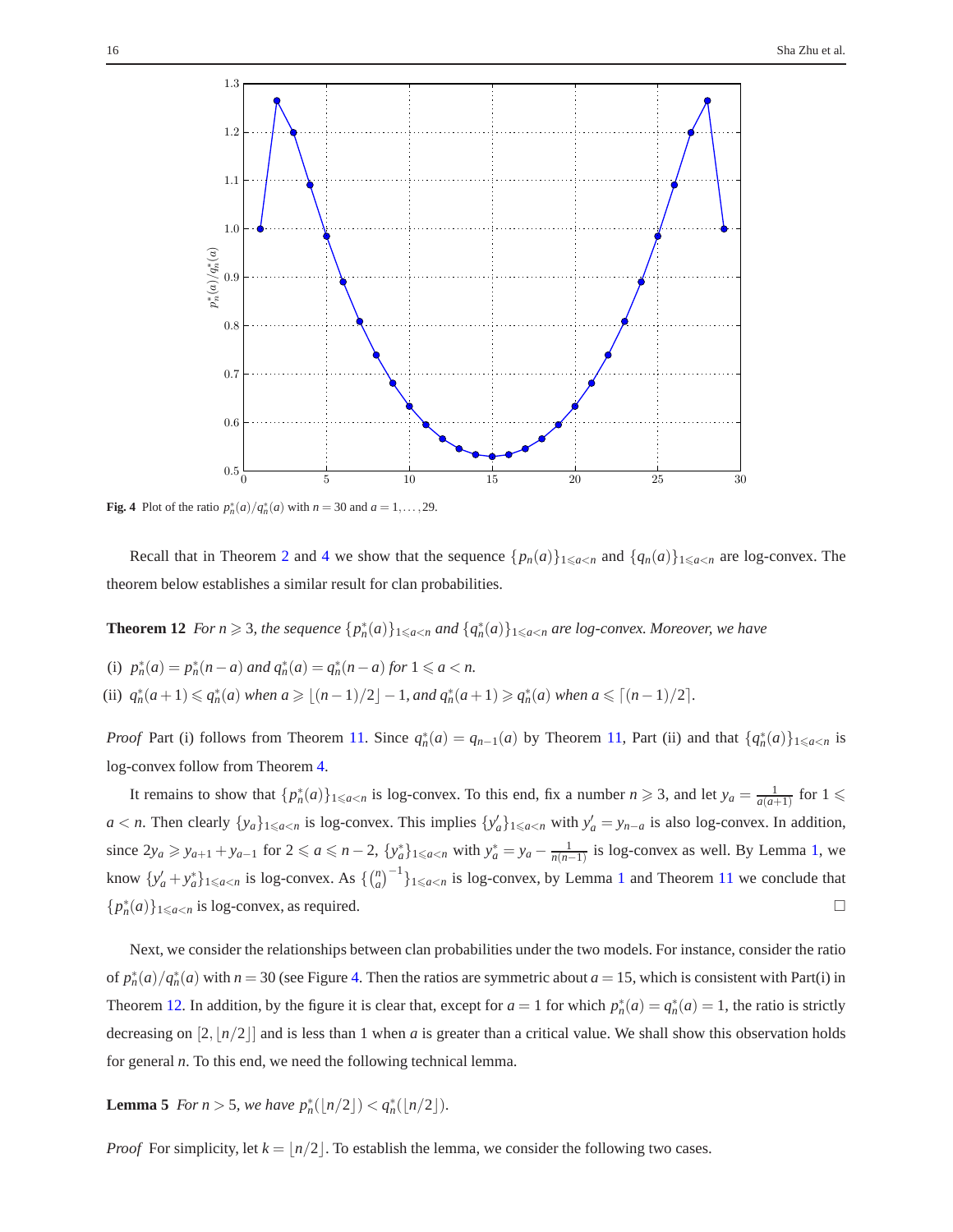**Fig. 4** Plot of the ratio $p_n^*(a)/q_n^*(a)$ with $n = 30$ and $a = 1, \ldots, 29$.

Recall that in Theorem 2 and 4 we show that the sequence $\{p_n(a)\}_{1 \leqslant a < n}$ and $\{q_n(a)\}_{1 \leqslant a < n}$ are log-convex. The theorem below establishes a similar result for clan probabilities.

**Theorem 12** *For $n \geqslant 3$, the sequence $\{p_n^*(a)\}_{1 \leqslant a < n}$ and $\{q_n^*(a)\}_{1 \leqslant a < n}$ are log-convex. Moreover, we have*

(i) $p_n^*(a) = p_n^*(n-a)$ *and* $q_n^*(a) = q_n^*(n-a)$ *for* $1 \leqslant a < n$.

(ii) $q_n^*(a+1) \leqslant q_n^*(a)$ *when* $a \geqslant \lfloor (n-1)/2 \rfloor - 1$, *and* $q_n^*(a+1) \geqslant q_n^*(a)$ *when* $a \leqslant \lceil (n-1)/2 \rceil$.

*Proof* Part (i) follows from Theorem 11. Since $q_n^*(a) = q_{n-1}(a)$ by Theorem 11, Part (ii) and that $\{q_n^*(a)\}_{1 \leqslant a < n}$ is log-convex follow from Theorem 4.

It remains to show that $\{p_n^*(a)\}_{1 \leqslant a < n}$ is log-convex. To this end, fix a number $n \geqslant 3$, and let $y_a = \frac{1}{a(a+1)}$ for $1 \leqslant a < n$. Then clearly $\{y_a\}_{1 \leqslant a < n}$ is log-convex. This implies $\{y_a'\}_{1 \leqslant a < n}$ with $y_a' = y_{n-a}$ is also log-convex. In addition, since $2y_a \geqslant y_{a+1} + y_{a-1}$ for $2 \leqslant a \leqslant n-2$, $\{y_a^*\}_{1 \leqslant a < n}$ with $y_a^* = y_a - \frac{1}{n(n-1)}$ is log-convex as well. By Lemma 1, we know $\{y_a' + y_a^*\}_{1 \leqslant a < n}$ is log-convex. As $\{\binom{n}{a}^{-1}\}_{1 \leqslant a < n}$ is log-convex, by Lemma 1 and Theorem 11 we conclude that $\{p_n^*(a)\}_{1 \leqslant a < n}$ is log-convex, as required. □

Next, we consider the relationships between clan probabilities under the two models. For instance, consider the ratio of $p_n^*(a)/q_n^*(a)$ with $n = 30$ (see Figure 4. Then the ratios are symmetric about $a = 15$, which is consistent with Part(i) in Theorem 12. In addition, by the figure it is clear that, except for $a = 1$ for which $p_n^*(a) = q_n^*(a) = 1$, the ratio is strictly decreasing on $[2, \lfloor n/2 \rfloor]$ and is less than 1 when $a$ is greater than a critical value. We shall show this observation holds for general $n$. To this end, we need the following technical lemma.

**Lemma 5** *For $n > 5$, we have $p_n^*(\lfloor n/2 \rfloor) < q_n^*(\lfloor n/2 \rfloor)$.*

*Proof* For simplicity, let $k = \lfloor n/2 \rfloor$. To establish the lemma, we consider the following two cases.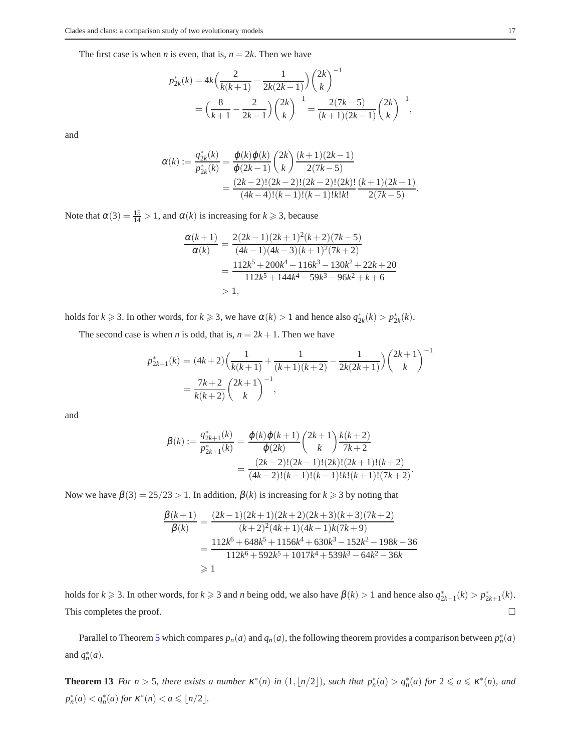The first case is when $n$ is even, that is, $n = 2k$. Then we have

$$
\begin{aligned}
p^*_{2k}(k) &= 4k\Big(\frac{2}{k(k+1)} - \frac{1}{2k(2k-1)}\Big)\binom{2k}{k}^{-1} \\
&= \Big(\frac{8}{k+1} - \frac{2}{2k-1}\Big)\binom{2k}{k}^{-1} = \frac{2(7k-5)}{(k+1)(2k-1)}\binom{2k}{k}^{-1},
\end{aligned}
$$

and

$$
\begin{aligned}
\alpha(k) := \frac{q^*_{2k}(k)}{p^*_{2k}(k)} &= \frac{\varphi(k)\varphi(k)}{\varphi(2k-1)}\binom{2k}{k}\frac{(k+1)(2k-1)}{2(7k-5)} \\
&= \frac{(2k-2)!(2k-2)!(2k-2)!(2k)!}{(4k-4)!(k-1)!(k-1)!k!k!}\frac{(k+1)(2k-1)}{2(7k-5)}.
\end{aligned}
$$

Note that $\alpha(3) = \frac{15}{14} > 1$, and $\alpha(k)$ is increasing for $k \geqslant 3$, because

$$
\begin{aligned}
\frac{\alpha(k+1)}{\alpha(k)} &= \frac{2(2k-1)(2k+1)^2(k+2)(7k-5)}{(4k-1)(4k-3)(k+1)^2(7k+2)} \\
&= \frac{112k^5 + 200k^4 - 116k^3 - 130k^2 + 22k + 20}{112k^5 + 144k^4 - 59k^3 - 96k^2 + k + 6} \\
&> 1,
\end{aligned}
$$

holds for $k \geqslant 3$. In other words, for $k \geqslant 3$, we have $\alpha(k) > 1$ and hence also $q^*_{2k}(k) > p^*_{2k}(k)$.

The second case is when $n$ is odd, that is, $n = 2k+1$. Then we have

$$
\begin{aligned}
p^*_{2k+1}(k) &= (4k+2)\Big(\frac{1}{k(k+1)} + \frac{1}{(k+1)(k+2)} - \frac{1}{2k(2k+1)}\Big)\binom{2k+1}{k}^{-1} \\
&= \frac{7k+2}{k(k+2)}\binom{2k+1}{k}^{-1},
\end{aligned}
$$

and

$$
\begin{aligned}
\beta(k) := \frac{q^*_{2k+1}(k)}{p^*_{2k+1}(k)} &= \frac{\varphi(k)\varphi(k+1)}{\varphi(2k)}\binom{2k+1}{k}\frac{k(k+2)}{7k+2} \\
&= \frac{(2k-2)!(2k-1)!(2k)!(2k+1)!(k+2)}{(4k-2)!(k-1)!(k-1)!k!(k+1)!(7k+2)}.
\end{aligned}
$$

Now we have $\beta(3) = 25/23 > 1$. In addition, $\beta(k)$ is increasing for $k \geqslant 3$ by noting that

$$
\begin{aligned}
\frac{\beta(k+1)}{\beta(k)} &= \frac{(2k-1)(2k+1)(2k+2)(2k+3)(k+3)(7k+2)}{(k+2)^2(4k+1)(4k-1)k(7k+9)} \\
&= \frac{112k^6 + 648k^5 + 1156k^4 + 630k^3 - 152k^2 - 198k - 36}{112k^6 + 592k^5 + 1017k^4 + 539k^3 - 64k^2 - 36k} \\
&\geqslant 1
\end{aligned}
$$

holds for $k \geqslant 3$. In other words, for $k \geqslant 3$ and $n$ being odd, we also have $\beta(k) > 1$ and hence also $q^*_{2k+1}(k) > p^*_{2k+1}(k)$. This completes the proof. □

Parallel to Theorem 5 which compares $p_n(a)$ and $q_n(a)$, the following theorem provides a comparison between $p^*_n(a)$ and $q^*_n(a)$.

**Theorem 13** *For $n > 5$, there exists a number $\kappa^*(n)$ in $(1, \lfloor n/2 \rfloor)$, such that $p^*_n(a) > q^*_n(a)$ for $2 \leqslant a \leqslant \kappa^*(n)$, and $p^*_n(a) < q^*_n(a)$ for $\kappa^*(n) < a \leqslant \lfloor n/2 \rfloor$.*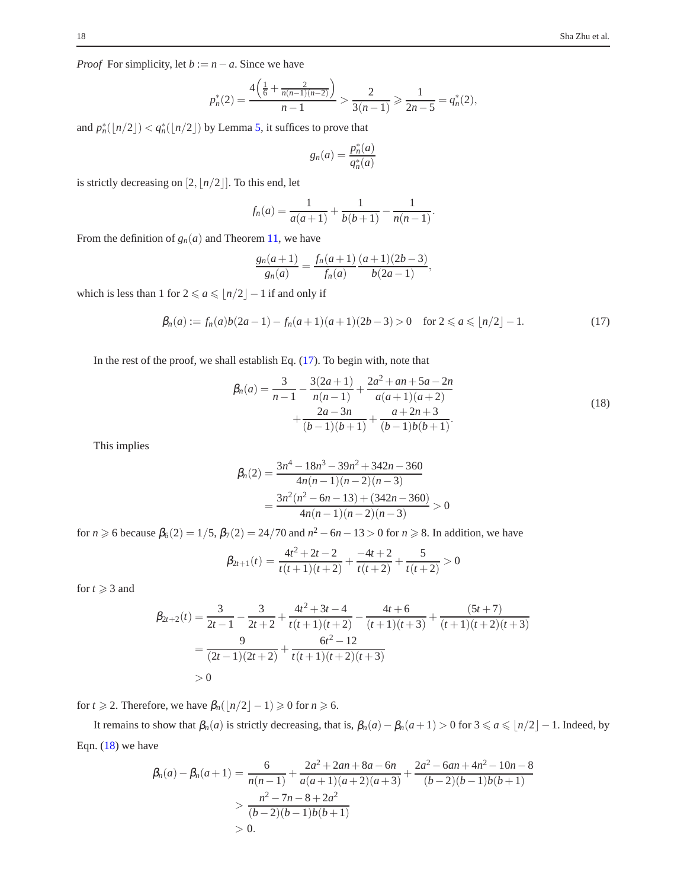*Proof* For simplicity, let $b := n-a$. Since we have

$$p_n^*(2) = \frac{4\left(\frac{1}{6}+\frac{2}{n(n-1)(n-2)}\right)}{n-1} > \frac{2}{3(n-1)} \geqslant \frac{1}{2n-5} = q_n^*(2),$$

and $p_n^*(\lfloor n/2 \rfloor) < q_n^*(\lfloor n/2 \rfloor)$ by Lemma 5, it suffices to prove that

$$g_n(a) = \frac{p_n^*(a)}{q_n^*(a)}$$

is strictly decreasing on $[2, \lfloor n/2 \rfloor]$. To this end, let

$$f_n(a) = \frac{1}{a(a+1)} + \frac{1}{b(b+1)} - \frac{1}{n(n-1)}.$$

From the definition of $g_n(a)$ and Theorem 11, we have

$$\frac{g_n(a+1)}{g_n(a)} = \frac{f_n(a+1)}{f_n(a)} \frac{(a+1)(2b-3)}{b(2a-1)},$$

which is less than 1 for $2 \leqslant a \leqslant \lfloor n/2 \rfloor - 1$ if and only if

$$\beta_n(a) := f_n(a)b(2a-1) - f_n(a+1)(a+1)(2b-3) > 0 \quad \text{for } 2 \leqslant a \leqslant \lfloor n/2 \rfloor - 1. \tag{17}$$

In the rest of the proof, we shall establish Eq. (17). To begin with, note that

$$\begin{aligned}\beta_n(a) = \frac{3}{n-1} - \frac{3(2a+1)}{n(n-1)} + \frac{2a^2+an+5a-2n}{a(a+1)(a+2)} \\ + \frac{2a-3n}{(b-1)(b+1)} + \frac{a+2n+3}{(b-1)b(b+1)}.\end{aligned} \tag{18}$$

This implies

$$\begin{aligned}\beta_n(2) &= \frac{3n^4-18n^3-39n^2+342n-360}{4n(n-1)(n-2)(n-3)} \\ &= \frac{3n^2(n^2-6n-13)+(342n-360)}{4n(n-1)(n-2)(n-3)} > 0\end{aligned}$$

for $n \geqslant 6$ because $\beta_6(2) = 1/5$, $\beta_7(2) = 24/70$ and $n^2-6n-13 > 0$ for $n \geqslant 8$. In addition, we have

$$\beta_{2t+1}(t) = \frac{4t^2+2t-2}{t(t+1)(t+2)} + \frac{-4t+2}{t(t+2)} + \frac{5}{t(t+2)} > 0$$

for $t \geqslant 3$ and

$$\begin{aligned}\beta_{2t+2}(t) &= \frac{3}{2t-1} - \frac{3}{2t+2} + \frac{4t^2+3t-4}{t(t+1)(t+2)} - \frac{4t+6}{(t+1)(t+3)} + \frac{(5t+7)}{(t+1)(t+2)(t+3)} \\ &= \frac{9}{(2t-1)(2t+2)} + \frac{6t^2-12}{t(t+1)(t+2)(t+3)} \\ &> 0\end{aligned}$$

for $t \geqslant 2$. Therefore, we have $\beta_n(\lfloor n/2 \rfloor - 1) \geqslant 0$ for $n \geqslant 6$.

It remains to show that $\beta_n(a)$ is strictly decreasing, that is, $\beta_n(a) - \beta_n(a+1) > 0$ for $3 \leqslant a \leqslant \lfloor n/2 \rfloor - 1$. Indeed, by Eqn. (18) we have

$$\begin{aligned}\beta_n(a) - \beta_n(a+1) &= \frac{6}{n(n-1)} + \frac{2a^2+2an+8a-6n}{a(a+1)(a+2)(a+3)} + \frac{2a^2-6an+4n^2-10n-8}{(b-2)(b-1)b(b+1)} \\ &> \frac{n^2-7n-8+2a^2}{(b-2)(b-1)b(b+1)} \\ &> 0.\end{aligned}$$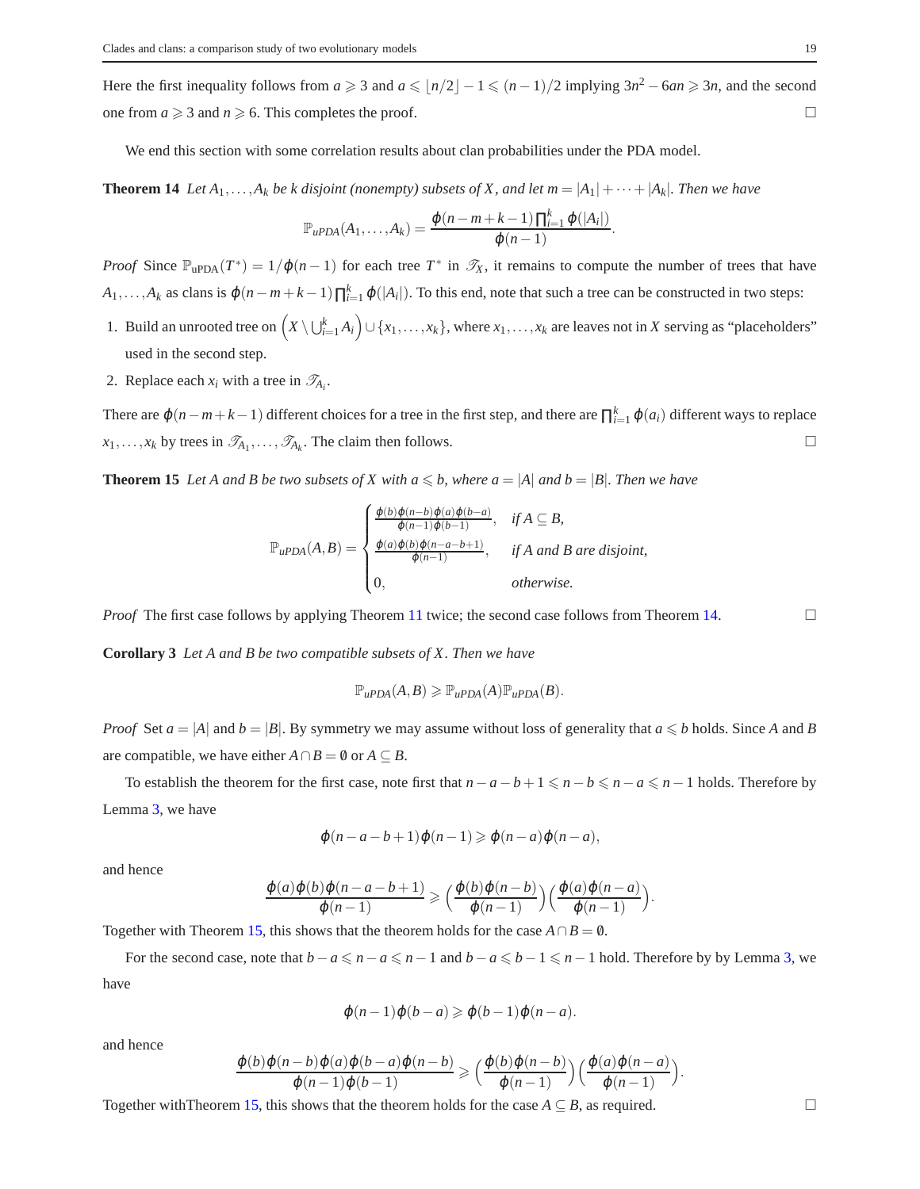Here the first inequality follows from $a \geqslant 3$ and $a \leqslant \lfloor n/2 \rfloor - 1 \leqslant (n-1)/2$ implying $3n^2 - 6an \geqslant 3n$, and the second one from $a \geqslant 3$ and $n \geqslant 6$. This completes the proof. □

We end this section with some correlation results about clan probabilities under the PDA model.

**Theorem 14** *Let $A_1, \ldots, A_k$ be $k$ disjoint (nonempty) subsets of $X$, and let $m = |A_1| + \cdots + |A_k|$. Then we have*

$$\mathbb{P}_{uPDA}(A_1, \ldots, A_k) = \frac{\varphi(n-m+k-1)\prod_{i=1}^{k} \varphi(|A_i|)}{\varphi(n-1)}.$$

*Proof* Since $\mathbb{P}_{\mathrm{uPDA}}(T^*) = 1/\varphi(n-1)$ for each tree $T^*$ in $\mathscr{T}_X$, it remains to compute the number of trees that have $A_1, \ldots, A_k$ as clans is $\varphi(n-m+k-1)\prod_{i=1}^{k} \varphi(|A_i|)$. To this end, note that such a tree can be constructed in two steps:

1. Build an unrooted tree on $\left(X \setminus \bigcup_{i=1}^{k} A_i\right) \cup \{x_1, \ldots, x_k\}$, where $x_1, \ldots, x_k$ are leaves not in $X$ serving as "placeholders" used in the second step.
2. Replace each $x_i$ with a tree in $\mathscr{T}_{A_i}$.

There are $\varphi(n-m+k-1)$ different choices for a tree in the first step, and there are $\prod_{i=1}^{k} \varphi(a_i)$ different ways to replace $x_1, \ldots, x_k$ by trees in $\mathscr{T}_{A_1}, \ldots, \mathscr{T}_{A_k}$. The claim then follows. □

**Theorem 15** *Let $A$ and $B$ be two subsets of $X$ with $a \leqslant b$, where $a = |A|$ and $b = |B|$. Then we have*

$$\mathbb{P}_{uPDA}(A, B) = \begin{cases} \frac{\varphi(b)\varphi(n-b)\varphi(a)\varphi(b-a)}{\varphi(n-1)\varphi(b-1)}, & \text{if } A \subseteq B, \\ \frac{\varphi(a)\varphi(b)\varphi(n-a-b+1)}{\varphi(n-1)}, & \text{if } A \text{ and } B \text{ are disjoint}, \\ 0, & \text{otherwise.} \end{cases}$$

*Proof* The first case follows by applying Theorem 11 twice; the second case follows from Theorem 14. □

**Corollary 3** *Let $A$ and $B$ be two compatible subsets of $X$. Then we have*

$$\mathbb{P}_{uPDA}(A, B) \geqslant \mathbb{P}_{uPDA}(A)\mathbb{P}_{uPDA}(B).$$

*Proof* Set $a = |A|$ and $b = |B|$. By symmetry we may assume without loss of generality that $a \leqslant b$ holds. Since $A$ and $B$ are compatible, we have either $A \cap B = \emptyset$ or $A \subseteq B$.

To establish the theorem for the first case, note first that $n - a - b + 1 \leqslant n - b \leqslant n - a \leqslant n - 1$ holds. Therefore by Lemma 3, we have

$$\varphi(n-a-b+1)\varphi(n-1) \geqslant \varphi(n-a)\varphi(n-a),$$

and hence

$$\frac{\varphi(a)\varphi(b)\varphi(n-a-b+1)}{\varphi(n-1)} \geqslant \Big(\frac{\varphi(b)\varphi(n-b)}{\varphi(n-1)}\Big)\Big(\frac{\varphi(a)\varphi(n-a)}{\varphi(n-1)}\Big).$$

Together with Theorem 15, this shows that the theorem holds for the case $A \cap B = \emptyset$.

For the second case, note that $b - a \leqslant n - a \leqslant n - 1$ and $b - a \leqslant b - 1 \leqslant n - 1$ hold. Therefore by by Lemma 3, we have

$$\varphi(n-1)\varphi(b-a) \geqslant \varphi(b-1)\varphi(n-a).$$

and hence

$$\frac{\varphi(b)\varphi(n-b)\varphi(a)\varphi(b-a)\varphi(n-b)}{\varphi(n-1)\varphi(b-1)} \geqslant \Big(\frac{\varphi(b)\varphi(n-b)}{\varphi(n-1)}\Big)\Big(\frac{\varphi(a)\varphi(n-a)}{\varphi(n-1)}\Big).$$

Together withTheorem 15, this shows that the theorem holds for the case $A \subseteq B$, as required. □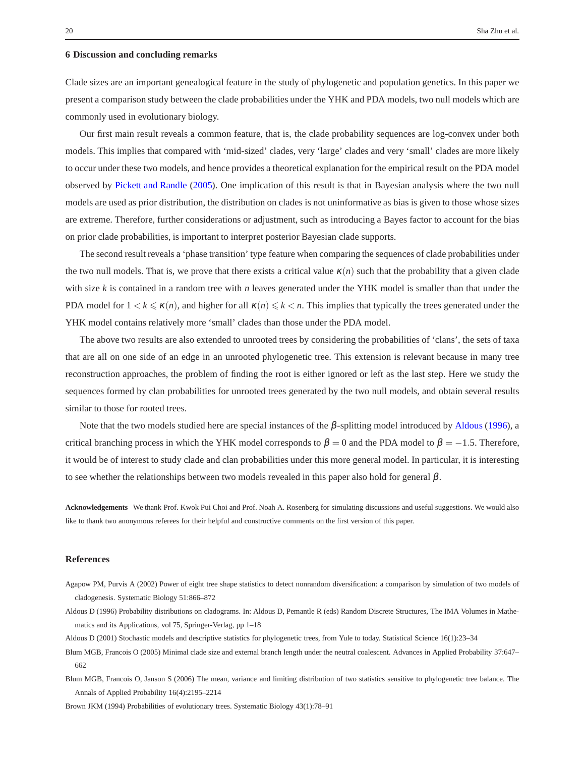## 6 Discussion and concluding remarks

Clade sizes are an important genealogical feature in the study of phylogenetic and population genetics. In this paper we present a comparison study between the clade probabilities under the YHK and PDA models, two null models which are commonly used in evolutionary biology.

Our first main result reveals a common feature, that is, the clade probability sequences are log-convex under both models. This implies that compared with 'mid-sized' clades, very 'large' clades and very 'small' clades are more likely to occur under these two models, and hence provides a theoretical explanation for the empirical result on the PDA model observed by Pickett and Randle (2005). One implication of this result is that in Bayesian analysis where the two null models are used as prior distribution, the distribution on clades is not uninformative as bias is given to those whose sizes are extreme. Therefore, further considerations or adjustment, such as introducing a Bayes factor to account for the bias on prior clade probabilities, is important to interpret posterior Bayesian clade supports.

The second result reveals a 'phase transition' type feature when comparing the sequences of clade probabilities under the two null models. That is, we prove that there exists a critical value $\kappa(n)$ such that the probability that a given clade with size $k$ is contained in a random tree with $n$ leaves generated under the YHK model is smaller than that under the PDA model for $1 < k \leqslant \kappa(n)$, and higher for all $\kappa(n) \leqslant k < n$. This implies that typically the trees generated under the YHK model contains relatively more 'small' clades than those under the PDA model.

The above two results are also extended to unrooted trees by considering the probabilities of 'clans', the sets of taxa that are all on one side of an edge in an unrooted phylogenetic tree. This extension is relevant because in many tree reconstruction approaches, the problem of finding the root is either ignored or left as the last step. Here we study the sequences formed by clan probabilities for unrooted trees generated by the two null models, and obtain several results similar to those for rooted trees.

Note that the two models studied here are special instances of the $\beta$-splitting model introduced by Aldous (1996), a critical branching process in which the YHK model corresponds to $\beta = 0$ and the PDA model to $\beta = -1.5$. Therefore, it would be of interest to study clade and clan probabilities under this more general model. In particular, it is interesting to see whether the relationships between two models revealed in this paper also hold for general $\beta$.

**Acknowledgements** We thank Prof. Kwok Pui Choi and Prof. Noah A. Rosenberg for simulating discussions and useful suggestions. We would also like to thank two anonymous referees for their helpful and constructive comments on the first version of this paper.

## References

Agapow PM, Purvis A (2002) Power of eight tree shape statistics to detect nonrandom diversification: a comparison by simulation of two models of cladogenesis. Systematic Biology 51:866–872

Aldous D (1996) Probability distributions on cladograms. In: Aldous D, Pemantle R (eds) Random Discrete Structures, The IMA Volumes in Mathematics and its Applications, vol 75, Springer-Verlag, pp 1–18

Aldous D (2001) Stochastic models and descriptive statistics for phylogenetic trees, from Yule to today. Statistical Science 16(1):23–34

Blum MGB, Francois O (2005) Minimal clade size and external branch length under the neutral coalescent. Advances in Applied Probability 37:647–662

Blum MGB, Francois O, Janson S (2006) The mean, variance and limiting distribution of two statistics sensitive to phylogenetic tree balance. The Annals of Applied Probability 16(4):2195–2214

Brown JKM (1994) Probabilities of evolutionary trees. Systematic Biology 43(1):78–91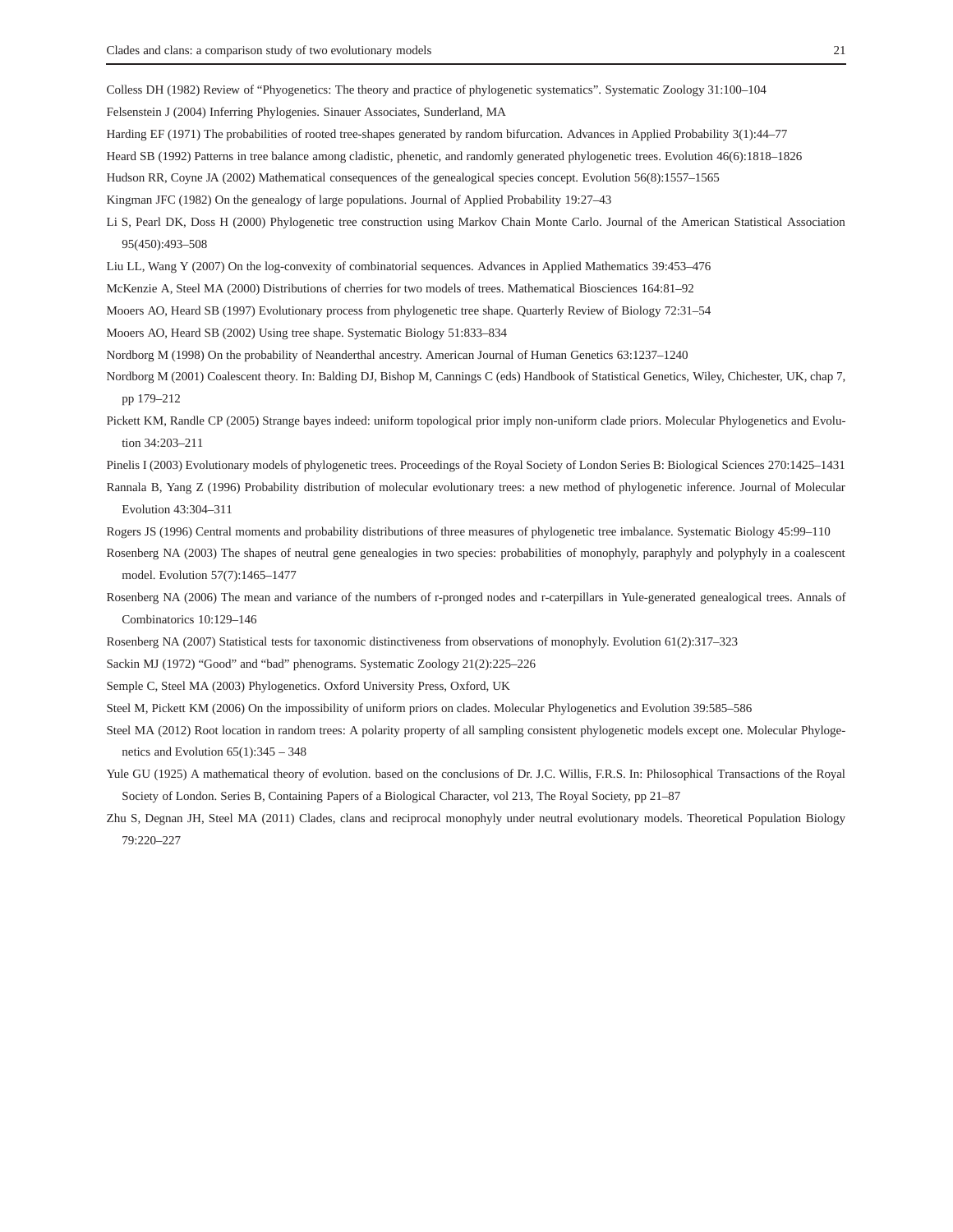Colless DH (1982) Review of "Phyogenetics: The theory and practice of phylogenetic systematics". Systematic Zoology 31:100–104

Felsenstein J (2004) Inferring Phylogenies. Sinauer Associates, Sunderland, MA

Harding EF (1971) The probabilities of rooted tree-shapes generated by random bifurcation. Advances in Applied Probability 3(1):44–77

Heard SB (1992) Patterns in tree balance among cladistic, phenetic, and randomly generated phylogenetic trees. Evolution 46(6):1818–1826

Hudson RR, Coyne JA (2002) Mathematical consequences of the genealogical species concept. Evolution 56(8):1557–1565

Kingman JFC (1982) On the genealogy of large populations. Journal of Applied Probability 19:27–43

Li S, Pearl DK, Doss H (2000) Phylogenetic tree construction using Markov Chain Monte Carlo. Journal of the American Statistical Association 95(450):493–508

Liu LL, Wang Y (2007) On the log-convexity of combinatorial sequences. Advances in Applied Mathematics 39:453–476

McKenzie A, Steel MA (2000) Distributions of cherries for two models of trees. Mathematical Biosciences 164:81–92

Mooers AO, Heard SB (1997) Evolutionary process from phylogenetic tree shape. Quarterly Review of Biology 72:31–54

Mooers AO, Heard SB (2002) Using tree shape. Systematic Biology 51:833–834

Nordborg M (1998) On the probability of Neanderthal ancestry. American Journal of Human Genetics 63:1237–1240

Nordborg M (2001) Coalescent theory. In: Balding DJ, Bishop M, Cannings C (eds) Handbook of Statistical Genetics, Wiley, Chichester, UK, chap 7, pp 179–212

Pickett KM, Randle CP (2005) Strange bayes indeed: uniform topological prior imply non-uniform clade priors. Molecular Phylogenetics and Evolution 34:203–211

Pinelis I (2003) Evolutionary models of phylogenetic trees. Proceedings of the Royal Society of London Series B: Biological Sciences 270:1425–1431

Rannala B, Yang Z (1996) Probability distribution of molecular evolutionary trees: a new method of phylogenetic inference. Journal of Molecular Evolution 43:304–311

Rogers JS (1996) Central moments and probability distributions of three measures of phylogenetic tree imbalance. Systematic Biology 45:99–110

Rosenberg NA (2003) The shapes of neutral gene genealogies in two species: probabilities of monophyly, paraphyly and polyphyly in a coalescent model. Evolution 57(7):1465–1477

Rosenberg NA (2006) The mean and variance of the numbers of r-pronged nodes and r-caterpillars in Yule-generated genealogical trees. Annals of Combinatorics 10:129–146

Rosenberg NA (2007) Statistical tests for taxonomic distinctiveness from observations of monophyly. Evolution 61(2):317–323

Sackin MJ (1972) "Good" and "bad" phenograms. Systematic Zoology 21(2):225–226

Semple C, Steel MA (2003) Phylogenetics. Oxford University Press, Oxford, UK

Steel M, Pickett KM (2006) On the impossibility of uniform priors on clades. Molecular Phylogenetics and Evolution 39:585–586

Steel MA (2012) Root location in random trees: A polarity property of all sampling consistent phylogenetic models except one. Molecular Phylogenetics and Evolution 65(1):345 – 348

Yule GU (1925) A mathematical theory of evolution. based on the conclusions of Dr. J.C. Willis, F.R.S. In: Philosophical Transactions of the Royal Society of London. Series B, Containing Papers of a Biological Character, vol 213, The Royal Society, pp 21–87

Zhu S, Degnan JH, Steel MA (2011) Clades, clans and reciprocal monophyly under neutral evolutionary models. Theoretical Population Biology 79:220–227